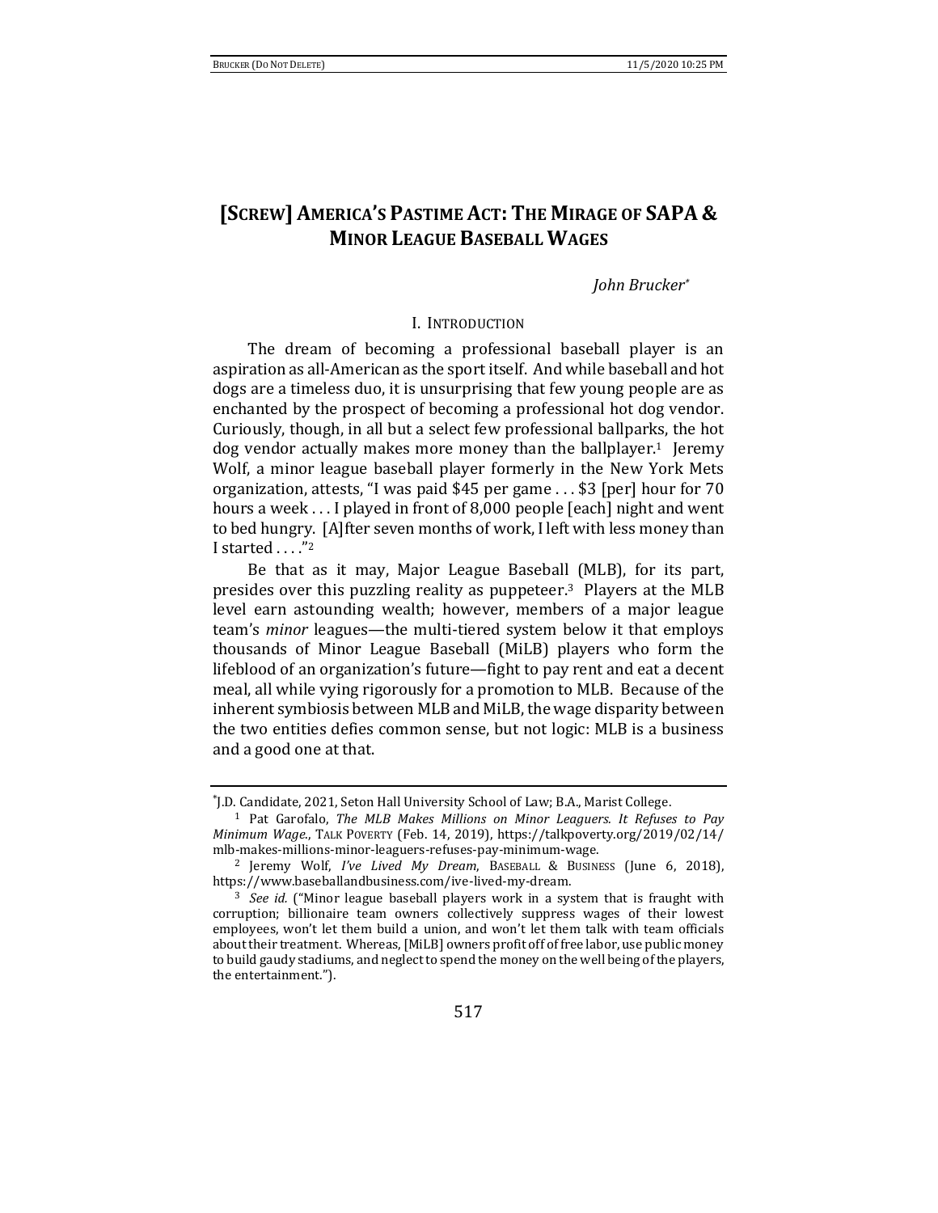# [SCREW] AMERICA'S PASTIME ACT: THE MIRAGE OF SAPA & MINOR LEAGUE BASEBALL WAGES

*John Brucker*[*]

## I. INTRODUCTION

The dream of becoming a professional baseball player is an aspiration as all-American as the sport itself. And while baseball and hot dogs are a timeless duo, it is unsurprising that few young people are as enchanted by the prospect of becoming a professional hot dog vendor. Curiously, though, in all but a select few professional ballparks, the hot dog vendor actually makes more money than the ballplayer.[1] Jeremy Wolf, a minor league baseball player formerly in the New York Mets organization, attests, "I was paid $45 per game . . . $3 [per] hour for 70 hours a week . . . I played in front of 8,000 people [each] night and went to bed hungry. [A]fter seven months of work, I left with less money than I started . . . ."[2]

Be that as it may, Major League Baseball (MLB), for its part, presides over this puzzling reality as puppeteer.[3] Players at the MLB level earn astounding wealth; however, members of a major league team's *minor* leagues—the multi-tiered system below it that employs thousands of Minor League Baseball (MiLB) players who form the lifeblood of an organization's future—fight to pay rent and eat a decent meal, all while vying rigorously for a promotion to MLB. Because of the inherent symbiosis between MLB and MiLB, the wage disparity between the two entities defies common sense, but not logic: MLB is a business and a good one at that.

---

[*] J.D. Candidate, 2021, Seton Hall University School of Law; B.A., Marist College.

[1] Pat Garofalo, *The MLB Makes Millions on Minor Leaguers. It Refuses to Pay Minimum Wage.*, TALK POVERTY (Feb. 14, 2019), https://talkpoverty.org/2019/02/14/mlb-makes-millions-minor-leaguers-refuses-pay-minimum-wage.

[2] Jeremy Wolf, *I've Lived My Dream*, BASEBALL & BUSINESS (June 6, 2018), https://www.baseballandbusiness.com/ive-lived-my-dream.

[3] *See id.* ("Minor league baseball players work in a system that is fraught with corruption; billionaire team owners collectively suppress wages of their lowest employees, won't let them build a union, and won't let them talk with team officials about their treatment. Whereas, [MiLB] owners profit off of free labor, use public money to build gaudy stadiums, and neglect to spend the money on the well being of the players, the entertainment.").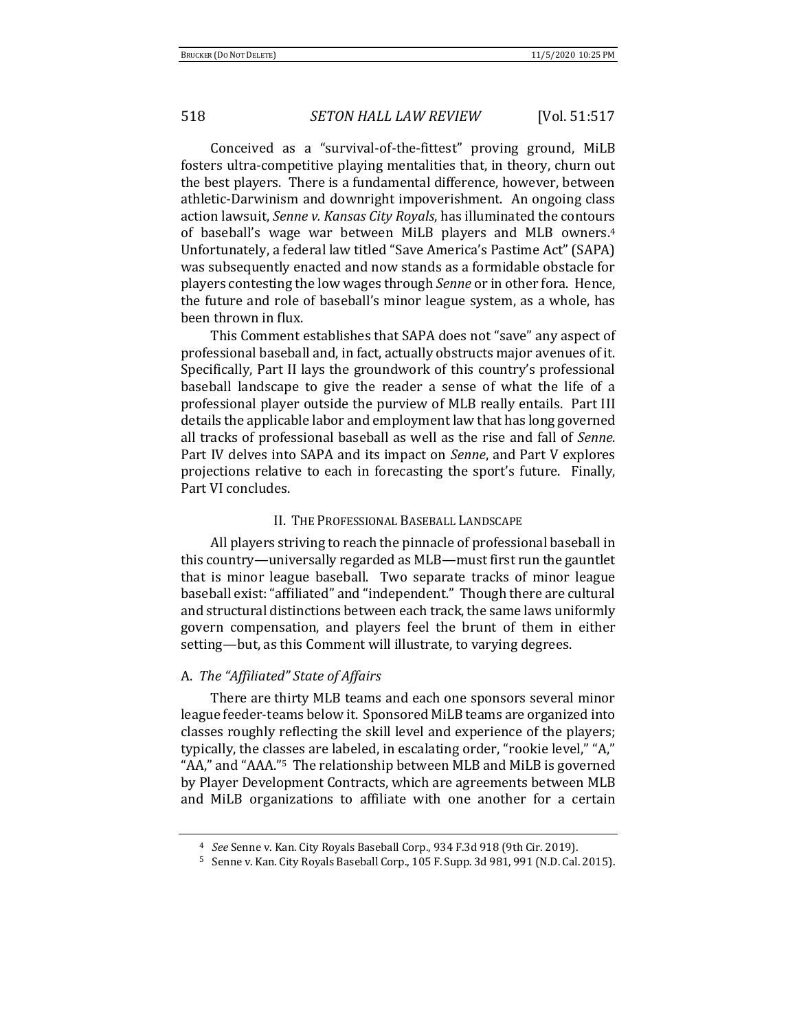Conceived as a "survival-of-the-fittest" proving ground, MiLB fosters ultra-competitive playing mentalities that, in theory, churn out the best players. There is a fundamental difference, however, between athletic-Darwinism and downright impoverishment. An ongoing class action lawsuit, *Senne v. Kansas City Royals*, has illuminated the contours of baseball's wage war between MiLB players and MLB owners.[4] Unfortunately, a federal law titled "Save America's Pastime Act" (SAPA) was subsequently enacted and now stands as a formidable obstacle for players contesting the low wages through *Senne* or in other fora. Hence, the future and role of baseball's minor league system, as a whole, has been thrown in flux.

This Comment establishes that SAPA does not "save" any aspect of professional baseball and, in fact, actually obstructs major avenues of it. Specifically, Part II lays the groundwork of this country's professional baseball landscape to give the reader a sense of what the life of a professional player outside the purview of MLB really entails. Part III details the applicable labor and employment law that has long governed all tracks of professional baseball as well as the rise and fall of *Senne*. Part IV delves into SAPA and its impact on *Senne*, and Part V explores projections relative to each in forecasting the sport's future. Finally, Part VI concludes.

## II. The Professional Baseball Landscape

All players striving to reach the pinnacle of professional baseball in this country—universally regarded as MLB—must first run the gauntlet that is minor league baseball. Two separate tracks of minor league baseball exist: "affiliated" and "independent." Though there are cultural and structural distinctions between each track, the same laws uniformly govern compensation, and players feel the brunt of them in either setting—but, as this Comment will illustrate, to varying degrees.

### A. *The "Affiliated" State of Affairs*

There are thirty MLB teams and each one sponsors several minor league feeder-teams below it. Sponsored MiLB teams are organized into classes roughly reflecting the skill level and experience of the players; typically, the classes are labeled, in escalating order, "rookie level," "A," "AA," and "AAA."[5] The relationship between MLB and MiLB is governed by Player Development Contracts, which are agreements between MLB and MiLB organizations to affiliate with one another for a certain

---

[4] *See* Senne v. Kan. City Royals Baseball Corp., 934 F.3d 918 (9th Cir. 2019).

[5] Senne v. Kan. City Royals Baseball Corp., 105 F. Supp. 3d 981, 991 (N.D. Cal. 2015).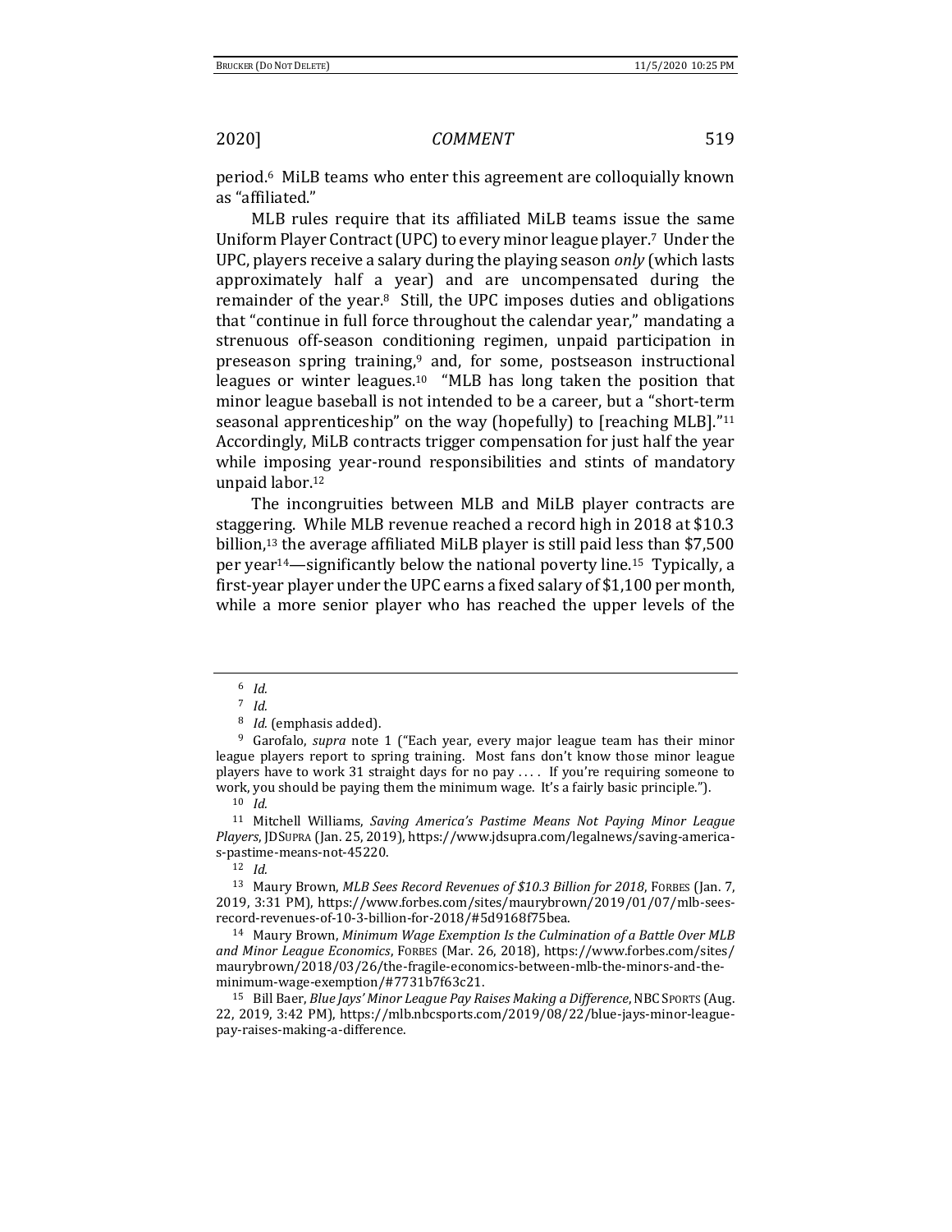period.[6] MiLB teams who enter this agreement are colloquially known as "affiliated."

MLB rules require that its affiliated MiLB teams issue the same Uniform Player Contract (UPC) to every minor league player.[7] Under the UPC, players receive a salary during the playing season *only* (which lasts approximately half a year) and are uncompensated during the remainder of the year.[8] Still, the UPC imposes duties and obligations that "continue in full force throughout the calendar year," mandating a strenuous off-season conditioning regimen, unpaid participation in preseason spring training,[9] and, for some, postseason instructional leagues or winter leagues.[10] "MLB has long taken the position that minor league baseball is not intended to be a career, but a "short-term seasonal apprenticeship" on the way (hopefully) to [reaching MLB]."[11] Accordingly, MiLB contracts trigger compensation for just half the year while imposing year-round responsibilities and stints of mandatory unpaid labor.[12]

The incongruities between MLB and MiLB player contracts are staggering. While MLB revenue reached a record high in 2018 at $10.3 billion,[13] the average affiliated MiLB player is still paid less than $7,500 per year[14]—significantly below the national poverty line.[15] Typically, a first-year player under the UPC earns a fixed salary of $1,100 per month, while a more senior player who has reached the upper levels of the

---

[6] *Id.*

[7] *Id.*

[8] *Id.* (emphasis added).

[9] Garofalo, *supra* note 1 ("Each year, every major league team has their minor league players report to spring training. Most fans don't know those minor league players have to work 31 straight days for no pay . . . . If you're requiring someone to work, you should be paying them the minimum wage. It's a fairly basic principle.").

[10] *Id.*

[11] Mitchell Williams, *Saving America's Pastime Means Not Paying Minor League Players*, JDSUPRA (Jan. 25, 2019), https://www.jdsupra.com/legalnews/saving-america-s-pastime-means-not-45220.

[12] *Id.*

[13] Maury Brown, *MLB Sees Record Revenues of $10.3 Billion for 2018*, FORBES (Jan. 7, 2019, 3:31 PM), https://www.forbes.com/sites/maurybrown/2019/01/07/mlb-sees-record-revenues-of-10-3-billion-for-2018/#5d9168f75bea.

[14] Maury Brown, *Minimum Wage Exemption Is the Culmination of a Battle Over MLB and Minor League Economics*, FORBES (Mar. 26, 2018), https://www.forbes.com/sites/maurybrown/2018/03/26/the-fragile-economics-between-mlb-the-minors-and-the-minimum-wage-exemption/#7731b7f63c21.

[15] Bill Baer, *Blue Jays' Minor League Pay Raises Making a Difference*, NBC SPORTS (Aug. 22, 2019, 3:42 PM), https://mlb.nbcsports.com/2019/08/22/blue-jays-minor-league-pay-raises-making-a-difference.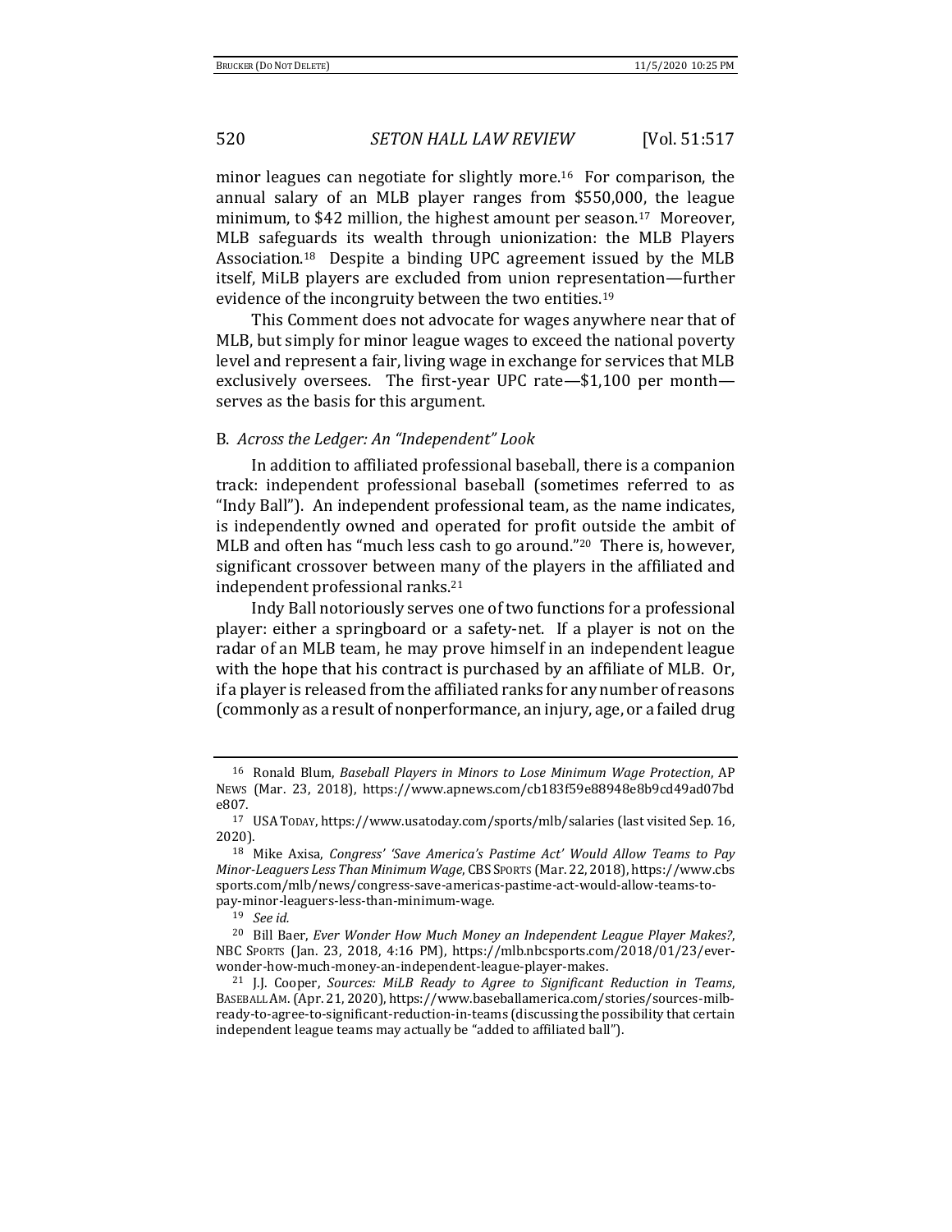minor leagues can negotiate for slightly more.[16] For comparison, the annual salary of an MLB player ranges from $550,000, the league minimum, to $42 million, the highest amount per season.[17] Moreover, MLB safeguards its wealth through unionization: the MLB Players Association.[18] Despite a binding UPC agreement issued by the MLB itself, MiLB players are excluded from union representation—further evidence of the incongruity between the two entities.[19]

This Comment does not advocate for wages anywhere near that of MLB, but simply for minor league wages to exceed the national poverty level and represent a fair, living wage in exchange for services that MLB exclusively oversees. The first-year UPC rate—$1,100 per month—serves as the basis for this argument.

### B. *Across the Ledger: An "Independent" Look*

In addition to affiliated professional baseball, there is a companion track: independent professional baseball (sometimes referred to as "Indy Ball"). An independent professional team, as the name indicates, is independently owned and operated for profit outside the ambit of MLB and often has "much less cash to go around."[20] There is, however, significant crossover between many of the players in the affiliated and independent professional ranks.[21]

Indy Ball notoriously serves one of two functions for a professional player: either a springboard or a safety-net. If a player is not on the radar of an MLB team, he may prove himself in an independent league with the hope that his contract is purchased by an affiliate of MLB. Or, if a player is released from the affiliated ranks for any number of reasons (commonly as a result of nonperformance, an injury, age, or a failed drug

---

[16] Ronald Blum, *Baseball Players in Minors to Lose Minimum Wage Protection*, AP NEWS (Mar. 23, 2018), https://www.apnews.com/cb183f59e88948e8b9cd49ad07bde807.

[17] USA TODAY, https://www.usatoday.com/sports/mlb/salaries (last visited Sep. 16, 2020).

[18] Mike Axisa, *Congress' 'Save America's Pastime Act' Would Allow Teams to Pay Minor-Leaguers Less Than Minimum Wage*, CBS SPORTS (Mar. 22, 2018), https://www.cbssports.com/mlb/news/congress-save-americas-pastime-act-would-allow-teams-to-pay-minor-leaguers-less-than-minimum-wage.

[19] *See id.*

[20] Bill Baer, *Ever Wonder How Much Money an Independent League Player Makes?*, NBC SPORTS (Jan. 23, 2018, 4:16 PM), https://mlb.nbcsports.com/2018/01/23/ever-wonder-how-much-money-an-independent-league-player-makes.

[21] J.J. Cooper, *Sources: MiLB Ready to Agree to Significant Reduction in Teams*, BASEBALL AM. (Apr. 21, 2020), https://www.baseballamerica.com/stories/sources-milb-ready-to-agree-to-significant-reduction-in-teams (discussing the possibility that certain independent league teams may actually be "added to affiliated ball").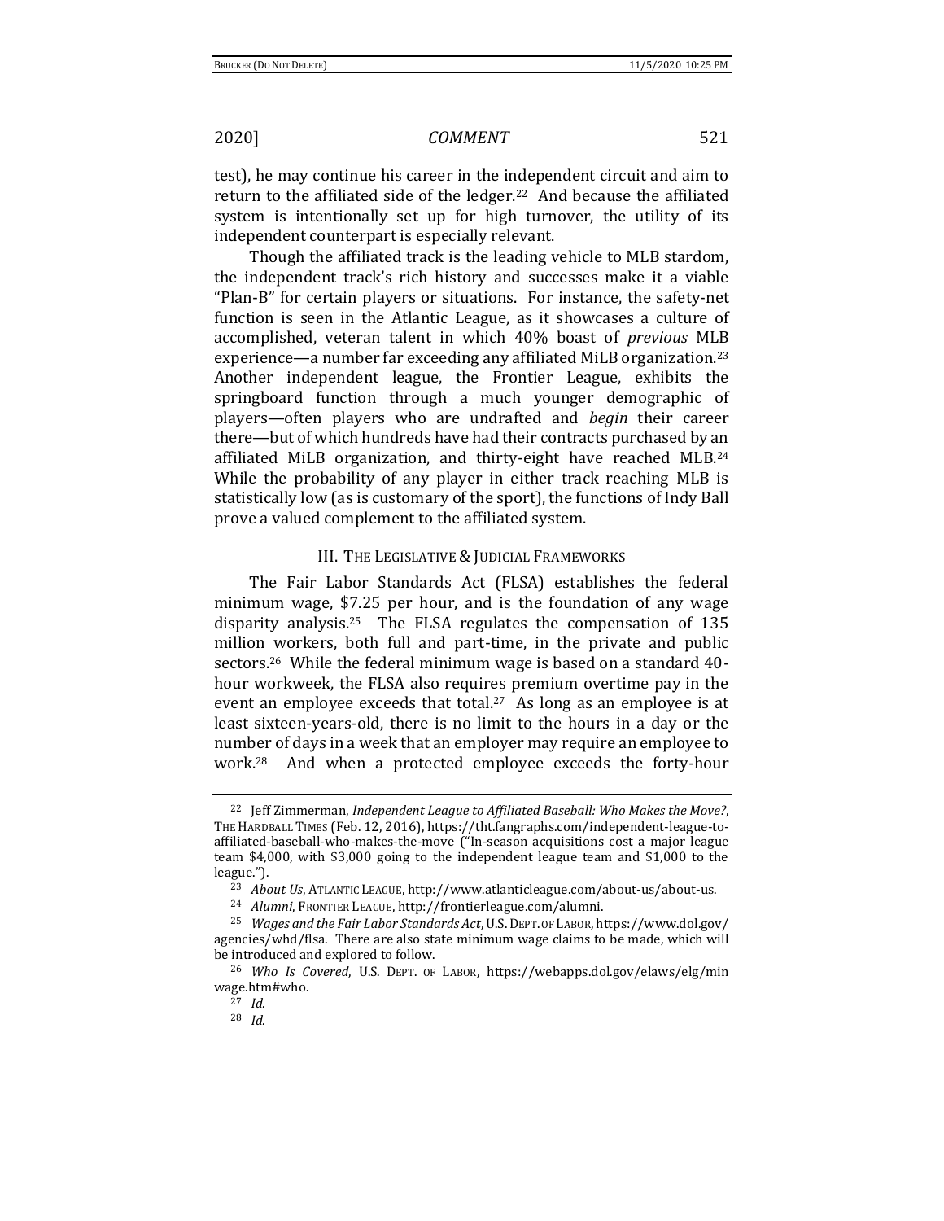test), he may continue his career in the independent circuit and aim to return to the affiliated side of the ledger.[22] And because the affiliated system is intentionally set up for high turnover, the utility of its independent counterpart is especially relevant.

Though the affiliated track is the leading vehicle to MLB stardom, the independent track's rich history and successes make it a viable "Plan-B" for certain players or situations. For instance, the safety-net function is seen in the Atlantic League, as it showcases a culture of accomplished, veteran talent in which 40% boast of *previous* MLB experience—a number far exceeding any affiliated MiLB organization.[23] Another independent league, the Frontier League, exhibits the springboard function through a much younger demographic of players—often players who are undrafted and *begin* their career there—but of which hundreds have had their contracts purchased by an affiliated MiLB organization, and thirty-eight have reached MLB.[24] While the probability of any player in either track reaching MLB is statistically low (as is customary of the sport), the functions of Indy Ball prove a valued complement to the affiliated system.

## III. The Legislative & Judicial Frameworks

The Fair Labor Standards Act (FLSA) establishes the federal minimum wage, $7.25 per hour, and is the foundation of any wage disparity analysis.[25] The FLSA regulates the compensation of 135 million workers, both full and part-time, in the private and public sectors.[26] While the federal minimum wage is based on a standard 40-hour workweek, the FLSA also requires premium overtime pay in the event an employee exceeds that total.[27] As long as an employee is at least sixteen-years-old, there is no limit to the hours in a day or the number of days in a week that an employer may require an employee to work.[28] And when a protected employee exceeds the forty-hour

---

[22] Jeff Zimmerman, *Independent League to Affiliated Baseball: Who Makes the Move?*, The Hardball Times (Feb. 12, 2016), https://tht.fangraphs.com/independent-league-to-affiliated-baseball-who-makes-the-move ("In-season acquisitions cost a major league team $4,000, with $3,000 going to the independent league team and $1,000 to the league.").

[23] *About Us*, Atlantic League, http://www.atlanticleague.com/about-us/about-us.

[24] *Alumni*, Frontier League, http://frontierleague.com/alumni.

[25] *Wages and the Fair Labor Standards Act*, U.S. Dept. of Labor, https://www.dol.gov/agencies/whd/flsa. There are also state minimum wage claims to be made, which will be introduced and explored to follow.

[26] *Who Is Covered*, U.S. Dept. of Labor, https://webapps.dol.gov/elaws/elg/minwage.htm#who.

[27] *Id.*

[28] *Id.*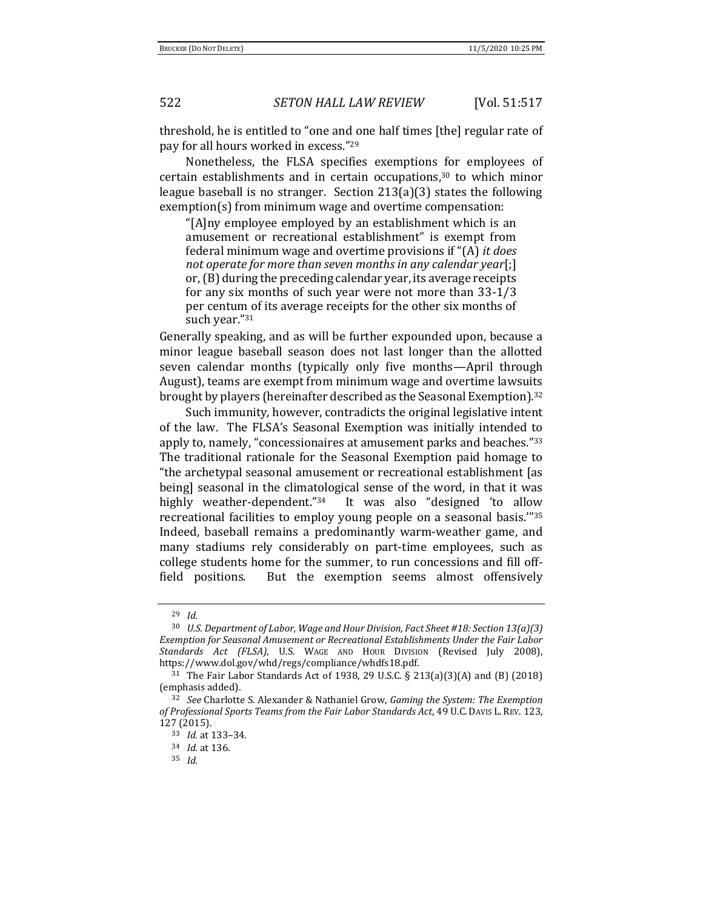threshold, he is entitled to "one and one half times [the] regular rate of pay for all hours worked in excess."[29]

Nonetheless, the FLSA specifies exemptions for employees of certain establishments and in certain occupations,[30] to which minor league baseball is no stranger. Section 213(a)(3) states the following exemption(s) from minimum wage and overtime compensation:

> "[A]ny employee employed by an establishment which is an amusement or recreational establishment" is exempt from federal minimum wage and overtime provisions if "(A) *it does not operate for more than seven months in any calendar year*[;] or, (B) during the preceding calendar year, its average receipts for any six months of such year were not more than 33-1/3 per centum of its average receipts for the other six months of such year."[31]

Generally speaking, and as will be further expounded upon, because a minor league baseball season does not last longer than the allotted seven calendar months (typically only five months—April through August), teams are exempt from minimum wage and overtime lawsuits brought by players (hereinafter described as the Seasonal Exemption).[32]

Such immunity, however, contradicts the original legislative intent of the law. The FLSA's Seasonal Exemption was initially intended to apply to, namely, "concessionaires at amusement parks and beaches."[33] The traditional rationale for the Seasonal Exemption paid homage to "the archetypal seasonal amusement or recreational establishment [as being] seasonal in the climatological sense of the word, in that it was highly weather-dependent."[34] It was also "designed 'to allow recreational facilities to employ young people on a seasonal basis.'"[35] Indeed, baseball remains a predominantly warm-weather game, and many stadiums rely considerably on part-time employees, such as college students home for the summer, to run concessions and fill off-field positions. But the exemption seems almost offensively

---

[29] *Id.*

[30] *U.S. Department of Labor, Wage and Hour Division, Fact Sheet #18: Section 13(a)(3) Exemption for Seasonal Amusement or Recreational Establishments Under the Fair Labor Standards Act (FLSA)*, U.S. WAGE AND HOUR DIVISION (Revised July 2008), https://www.dol.gov/whd/regs/compliance/whdfs18.pdf.

[31] The Fair Labor Standards Act of 1938, 29 U.S.C. § 213(a)(3)(A) and (B) (2018) (emphasis added).

[32] *See* Charlotte S. Alexander & Nathaniel Grow, *Gaming the System: The Exemption of Professional Sports Teams from the Fair Labor Standards Act*, 49 U.C. DAVIS L. REV. 123, 127 (2015).

[33] *Id.* at 133–34.

[34] *Id.* at 136.

[35] *Id.*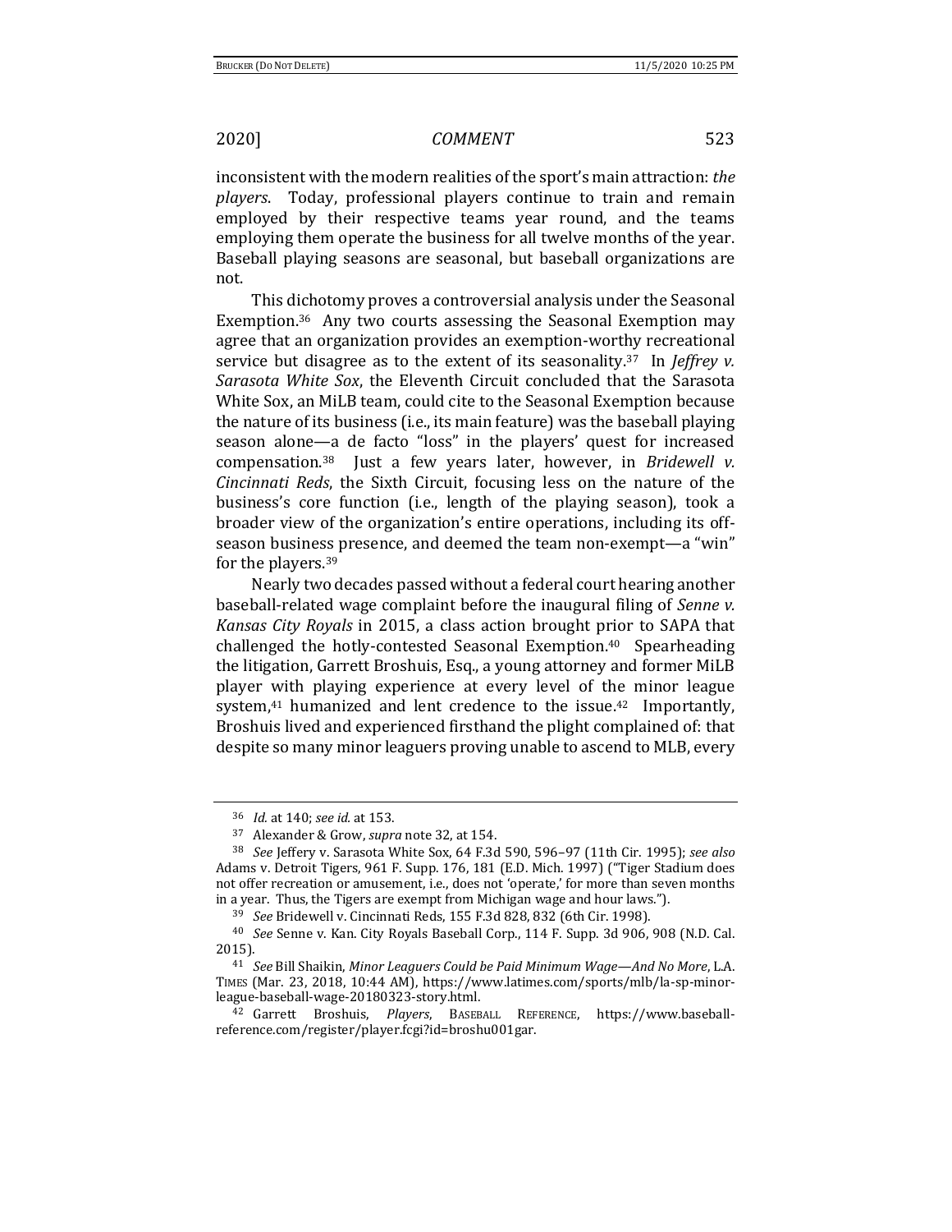inconsistent with the modern realities of the sport's main attraction: *the players*. Today, professional players continue to train and remain employed by their respective teams year round, and the teams employing them operate the business for all twelve months of the year. Baseball playing seasons are seasonal, but baseball organizations are not.

This dichotomy proves a controversial analysis under the Seasonal Exemption.[36] Any two courts assessing the Seasonal Exemption may agree that an organization provides an exemption-worthy recreational service but disagree as to the extent of its seasonality.[37] In *Jeffrey v. Sarasota White Sox*, the Eleventh Circuit concluded that the Sarasota White Sox, an MiLB team, could cite to the Seasonal Exemption because the nature of its business (i.e., its main feature) was the baseball playing season alone—a de facto "loss" in the players' quest for increased compensation.[38] Just a few years later, however, in *Bridewell v. Cincinnati Reds*, the Sixth Circuit, focusing less on the nature of the business's core function (i.e., length of the playing season), took a broader view of the organization's entire operations, including its off-season business presence, and deemed the team non-exempt—a "win" for the players.[39]

Nearly two decades passed without a federal court hearing another baseball-related wage complaint before the inaugural filing of *Senne v. Kansas City Royals* in 2015, a class action brought prior to SAPA that challenged the hotly-contested Seasonal Exemption.[40] Spearheading the litigation, Garrett Broshuis, Esq., a young attorney and former MiLB player with playing experience at every level of the minor league system,[41] humanized and lent credence to the issue.[42] Importantly, Broshuis lived and experienced firsthand the plight complained of: that despite so many minor leaguers proving unable to ascend to MLB, every

---

[36] *Id.* at 140; *see id.* at 153.

[37] Alexander & Grow, *supra* note 32, at 154.

[38] *See* Jeffery v. Sarasota White Sox, 64 F.3d 590, 596–97 (11th Cir. 1995); *see also* Adams v. Detroit Tigers, 961 F. Supp. 176, 181 (E.D. Mich. 1997) ("Tiger Stadium does not offer recreation or amusement, i.e., does not 'operate,' for more than seven months in a year. Thus, the Tigers are exempt from Michigan wage and hour laws.").

[39] *See* Bridewell v. Cincinnati Reds, 155 F.3d 828, 832 (6th Cir. 1998).

[40] *See* Senne v. Kan. City Royals Baseball Corp., 114 F. Supp. 3d 906, 908 (N.D. Cal. 2015).

[41] *See* Bill Shaikin, *Minor Leaguers Could be Paid Minimum Wage—And No More*, L.A. TIMES (Mar. 23, 2018, 10:44 AM), https://www.latimes.com/sports/mlb/la-sp-minor-league-baseball-wage-20180323-story.html.

[42] Garrett Broshuis, *Players*, BASEBALL REFERENCE, https://www.baseball-reference.com/register/player.fcgi?id=broshu001gar.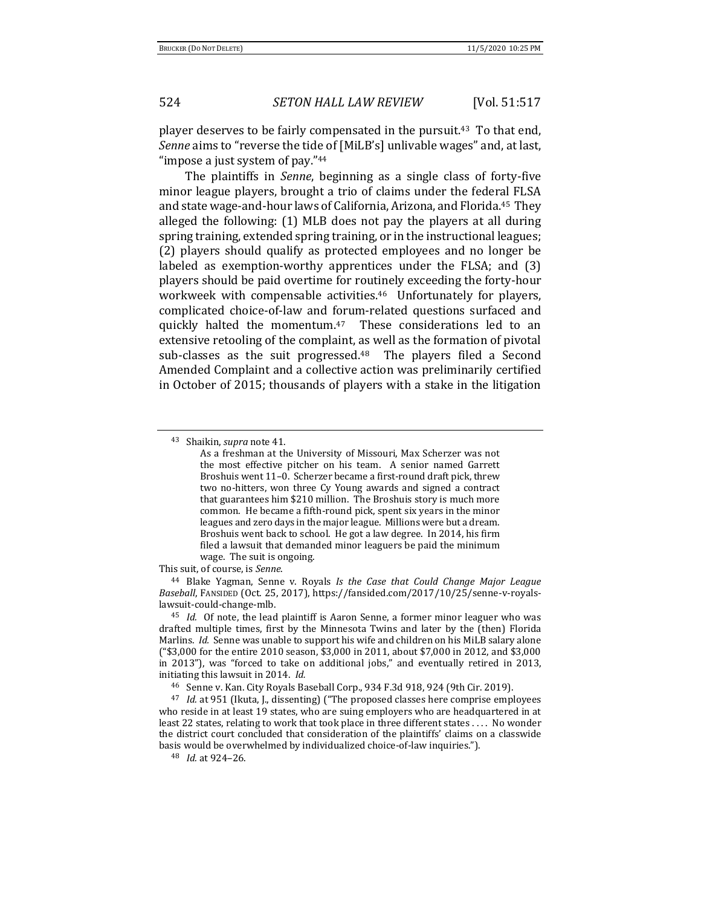player deserves to be fairly compensated in the pursuit.[43] To that end, *Senne* aims to "reverse the tide of [MiLB's] unlivable wages" and, at last, "impose a just system of pay."[44]

The plaintiffs in *Senne*, beginning as a single class of forty-five minor league players, brought a trio of claims under the federal FLSA and state wage-and-hour laws of California, Arizona, and Florida.[45] They alleged the following: (1) MLB does not pay the players at all during spring training, extended spring training, or in the instructional leagues; (2) players should qualify as protected employees and no longer be labeled as exemption-worthy apprentices under the FLSA; and (3) players should be paid overtime for routinely exceeding the forty-hour workweek with compensable activities.[46] Unfortunately for players, complicated choice-of-law and forum-related questions surfaced and quickly halted the momentum.[47] These considerations led to an extensive retooling of the complaint, as well as the formation of pivotal sub-classes as the suit progressed.[48] The players filed a Second Amended Complaint and a collective action was preliminarily certified in October of 2015; thousands of players with a stake in the litigation

---

[43] Shaikin, *supra* note 41.

> As a freshman at the University of Missouri, Max Scherzer was not the most effective pitcher on his team. A senior named Garrett Broshuis went 11–0. Scherzer became a first-round draft pick, threw two no-hitters, won three Cy Young awards and signed a contract that guarantees him $210 million. The Broshuis story is much more common. He became a fifth-round pick, spent six years in the minor leagues and zero days in the major league. Millions were but a dream. Broshuis went back to school. He got a law degree. In 2014, his firm filed a lawsuit that demanded minor leaguers be paid the minimum wage. The suit is ongoing.

This suit, of course, is *Senne*.

[44] Blake Yagman, Senne v. Royals *Is the Case that Could Change Major League Baseball*, FANSIDED (Oct. 25, 2017), https://fansided.com/2017/10/25/senne-v-royals-lawsuit-could-change-mlb.

[45] *Id.* Of note, the lead plaintiff is Aaron Senne, a former minor leaguer who was drafted multiple times, first by the Minnesota Twins and later by the (then) Florida Marlins. *Id.* Senne was unable to support his wife and children on his MiLB salary alone ("$3,000 for the entire 2010 season, $3,000 in 2011, about $7,000 in 2012, and $3,000 in 2013"), was "forced to take on additional jobs," and eventually retired in 2013, initiating this lawsuit in 2014. *Id.*

[46] Senne v. Kan. City Royals Baseball Corp., 934 F.3d 918, 924 (9th Cir. 2019).

[47] *Id.* at 951 (Ikuta, J., dissenting) ("The proposed classes here comprise employees who reside in at least 19 states, who are suing employers who are headquartered in at least 22 states, relating to work that took place in three different states . . . . No wonder the district court concluded that consideration of the plaintiffs' claims on a classwide basis would be overwhelmed by individualized choice-of-law inquiries.").

[48] *Id.* at 924–26.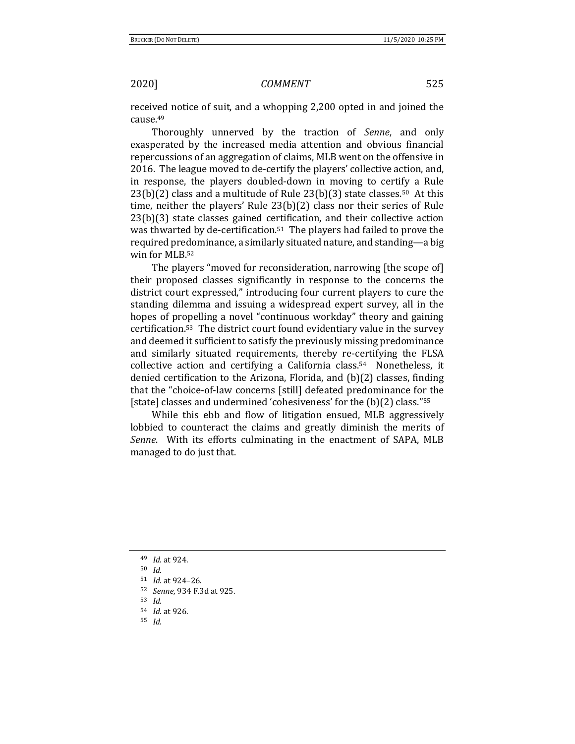received notice of suit, and a whopping 2,200 opted in and joined the cause.[49]

Thoroughly unnerved by the traction of *Senne*, and only exasperated by the increased media attention and obvious financial repercussions of an aggregation of claims, MLB went on the offensive in 2016. The league moved to de-certify the players' collective action, and, in response, the players doubled-down in moving to certify a Rule 23(b)(2) class and a multitude of Rule 23(b)(3) state classes.[50] At this time, neither the players' Rule 23(b)(2) class nor their series of Rule 23(b)(3) state classes gained certification, and their collective action was thwarted by de-certification.[51] The players had failed to prove the required predominance, a similarly situated nature, and standing—a big win for MLB.[52]

The players "moved for reconsideration, narrowing [the scope of] their proposed classes significantly in response to the concerns the district court expressed," introducing four current players to cure the standing dilemma and issuing a widespread expert survey, all in the hopes of propelling a novel "continuous workday" theory and gaining certification.[53] The district court found evidentiary value in the survey and deemed it sufficient to satisfy the previously missing predominance and similarly situated requirements, thereby re-certifying the FLSA collective action and certifying a California class.[54] Nonetheless, it denied certification to the Arizona, Florida, and (b)(2) classes, finding that the "choice-of-law concerns [still] defeated predominance for the [state] classes and undermined 'cohesiveness' for the (b)(2) class."[55]

While this ebb and flow of litigation ensued, MLB aggressively lobbied to counteract the claims and greatly diminish the merits of *Senne*. With its efforts culminating in the enactment of SAPA, MLB managed to do just that.

---

[49] *Id.* at 924.

[50] *Id.*

[51] *Id.* at 924–26.

[52] *Senne*, 934 F.3d at 925.

[53] *Id.*

[54] *Id.* at 926.

[55] *Id.*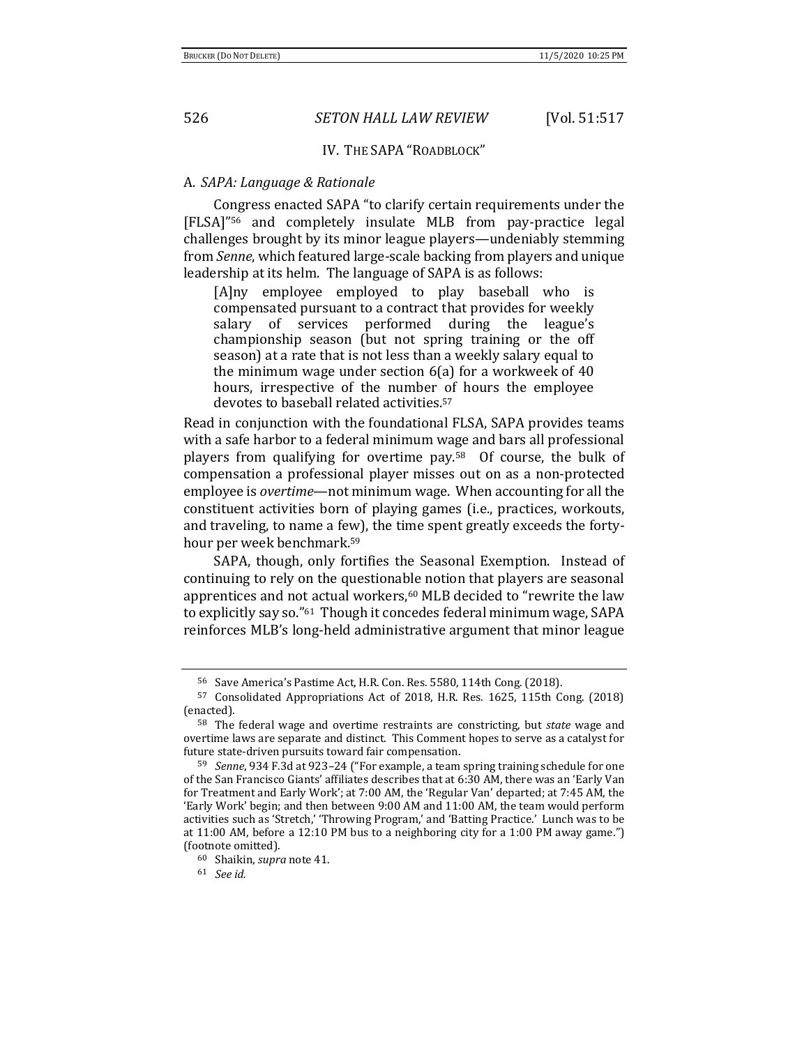## IV. THE SAPA "ROADBLOCK"

### A. *SAPA: Language & Rationale*

Congress enacted SAPA "to clarify certain requirements under the [FLSA]"[56] and completely insulate MLB from pay-practice legal challenges brought by its minor league players—undeniably stemming from *Senne*, which featured large-scale backing from players and unique leadership at its helm. The language of SAPA is as follows:

> [A]ny employee employed to play baseball who is compensated pursuant to a contract that provides for weekly salary of services performed during the league's championship season (but not spring training or the off season) at a rate that is not less than a weekly salary equal to the minimum wage under section 6(a) for a workweek of 40 hours, irrespective of the number of hours the employee devotes to baseball related activities.[57]

Read in conjunction with the foundational FLSA, SAPA provides teams with a safe harbor to a federal minimum wage and bars all professional players from qualifying for overtime pay.[58] Of course, the bulk of compensation a professional player misses out on as a non-protected employee is *overtime*—not minimum wage. When accounting for all the constituent activities born of playing games (i.e., practices, workouts, and traveling, to name a few), the time spent greatly exceeds the forty-hour per week benchmark.[59]

SAPA, though, only fortifies the Seasonal Exemption. Instead of continuing to rely on the questionable notion that players are seasonal apprentices and not actual workers,[60] MLB decided to "rewrite the law to explicitly say so."[61] Though it concedes federal minimum wage, SAPA reinforces MLB's long-held administrative argument that minor league

---

[56] Save America's Pastime Act, H.R. Con. Res. 5580, 114th Cong. (2018).

[57] Consolidated Appropriations Act of 2018, H.R. Res. 1625, 115th Cong. (2018) (enacted).

[58] The federal wage and overtime restraints are constricting, but *state* wage and overtime laws are separate and distinct. This Comment hopes to serve as a catalyst for future state-driven pursuits toward fair compensation.

[59] *Senne*, 934 F.3d at 923–24 ("For example, a team spring training schedule for one of the San Francisco Giants' affiliates describes that at 6:30 AM, there was an 'Early Van for Treatment and Early Work'; at 7:00 AM, the 'Regular Van' departed; at 7:45 AM, the 'Early Work' begin; and then between 9:00 AM and 11:00 AM, the team would perform activities such as 'Stretch,' 'Throwing Program,' and 'Batting Practice.' Lunch was to be at 11:00 AM, before a 12:10 PM bus to a neighboring city for a 1:00 PM away game.") (footnote omitted).

[60] Shaikin, *supra* note 41.

[61] *See id.*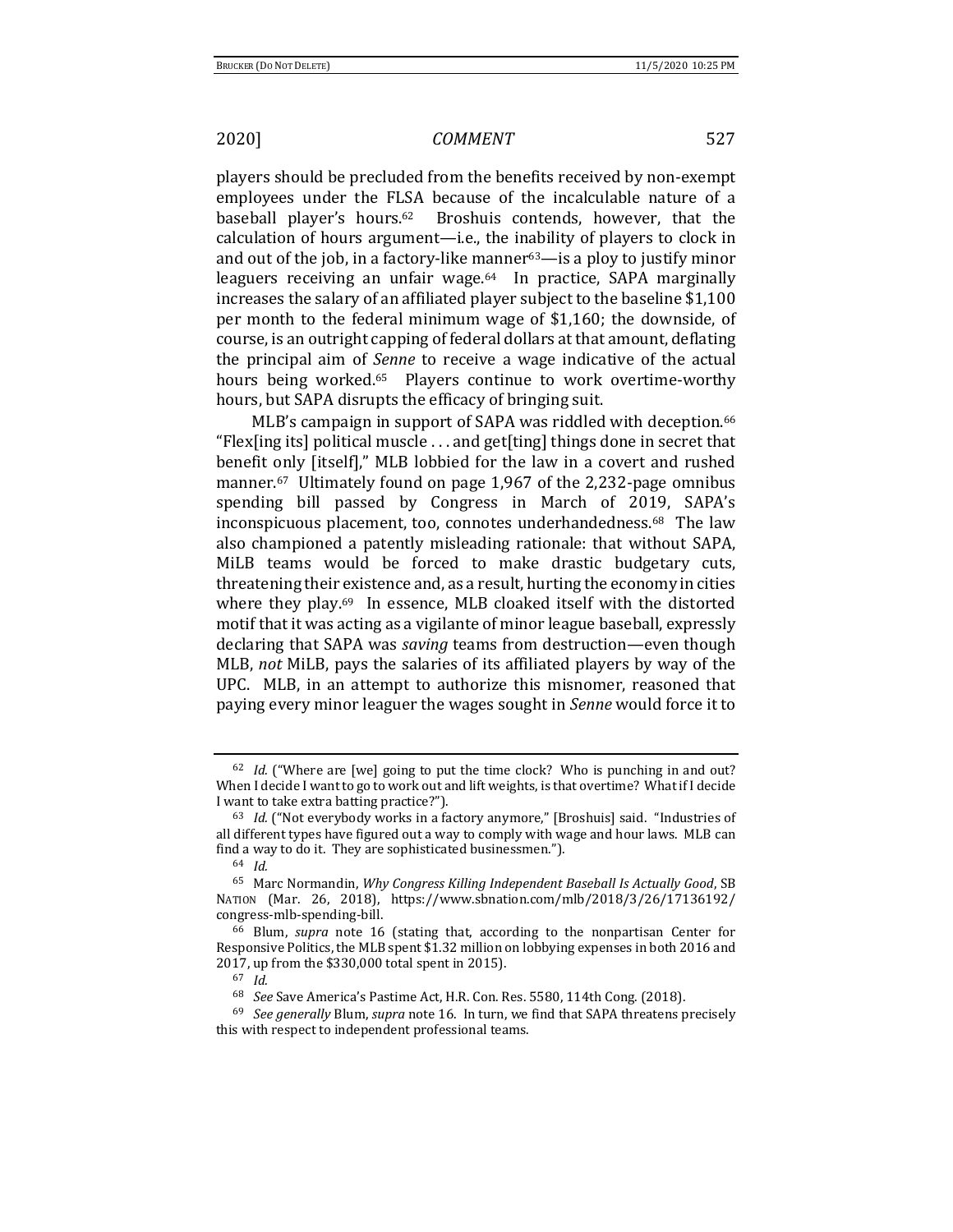players should be precluded from the benefits received by non-exempt employees under the FLSA because of the incalculable nature of a baseball player's hours.[62] Broshuis contends, however, that the calculation of hours argument—i.e., the inability of players to clock in and out of the job, in a factory-like manner[63]—is a ploy to justify minor leaguers receiving an unfair wage.[64] In practice, SAPA marginally increases the salary of an affiliated player subject to the baseline $1,100 per month to the federal minimum wage of $1,160; the downside, of course, is an outright capping of federal dollars at that amount, deflating the principal aim of *Senne* to receive a wage indicative of the actual hours being worked.[65] Players continue to work overtime-worthy hours, but SAPA disrupts the efficacy of bringing suit.

MLB's campaign in support of SAPA was riddled with deception.[66] "Flex[ing its] political muscle . . . and get[ting] things done in secret that benefit only [itself]," MLB lobbied for the law in a covert and rushed manner.[67] Ultimately found on page 1,967 of the 2,232-page omnibus spending bill passed by Congress in March of 2019, SAPA's inconspicuous placement, too, connotes underhandedness.[68] The law also championed a patently misleading rationale: that without SAPA, MiLB teams would be forced to make drastic budgetary cuts, threatening their existence and, as a result, hurting the economy in cities where they play.[69] In essence, MLB cloaked itself with the distorted motif that it was acting as a vigilante of minor league baseball, expressly declaring that SAPA was *saving* teams from destruction—even though MLB, *not* MiLB, pays the salaries of its affiliated players by way of the UPC. MLB, in an attempt to authorize this misnomer, reasoned that paying every minor leaguer the wages sought in *Senne* would force it to

---

[62] *Id.* ("Where are [we] going to put the time clock? Who is punching in and out? When I decide I want to go to work out and lift weights, is that overtime? What if I decide I want to take extra batting practice?").

[63] *Id.* ("Not everybody works in a factory anymore," [Broshuis] said. "Industries of all different types have figured out a way to comply with wage and hour laws. MLB can find a way to do it. They are sophisticated businessmen.").

[64] *Id.*

[65] Marc Normandin, *Why Congress Killing Independent Baseball Is Actually Good*, SB NATION (Mar. 26, 2018), https://www.sbnation.com/mlb/2018/3/26/17136192/congress-mlb-spending-bill.

[66] Blum, *supra* note 16 (stating that, according to the nonpartisan Center for Responsive Politics, the MLB spent $1.32 million on lobbying expenses in both 2016 and 2017, up from the $330,000 total spent in 2015).

[67] *Id.*

[68] *See* Save America's Pastime Act, H.R. Con. Res. 5580, 114th Cong. (2018).

[69] *See generally* Blum, *supra* note 16. In turn, we find that SAPA threatens precisely this with respect to independent professional teams.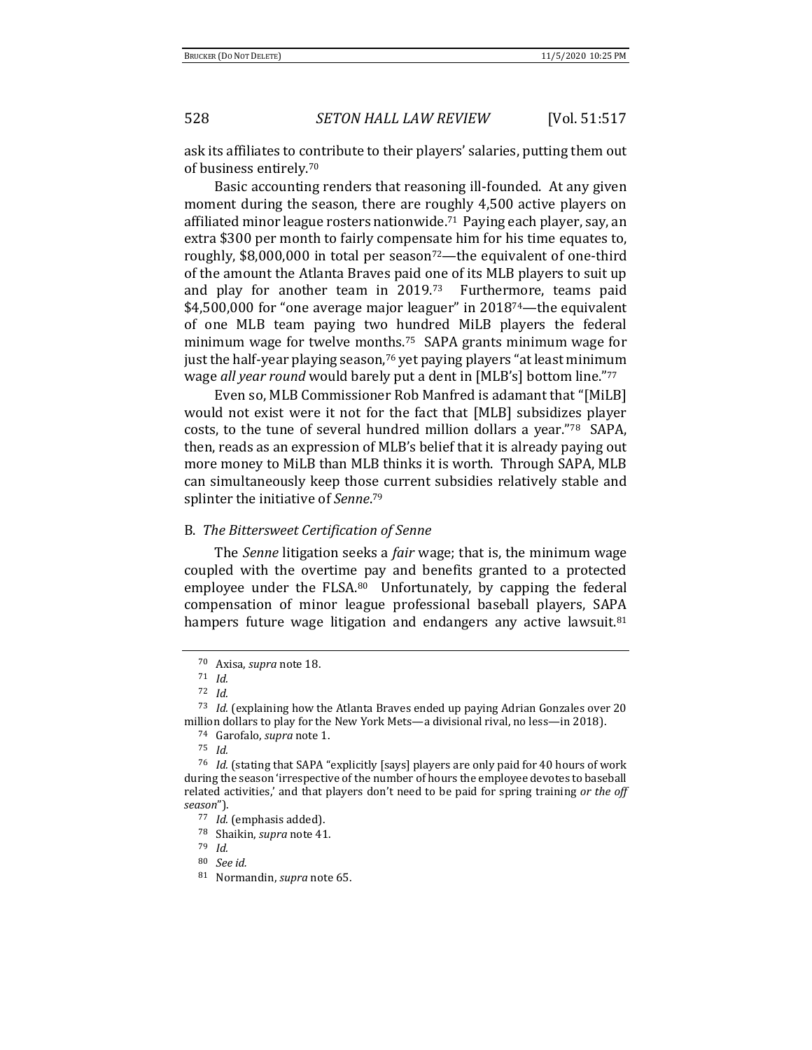ask its affiliates to contribute to their players' salaries, putting them out of business entirely.[70]

Basic accounting renders that reasoning ill-founded. At any given moment during the season, there are roughly 4,500 active players on affiliated minor league rosters nationwide.[71] Paying each player, say, an extra $300 per month to fairly compensate him for his time equates to, roughly, $8,000,000 in total per season[72]—the equivalent of one-third of the amount the Atlanta Braves paid one of its MLB players to suit up and play for another team in 2019.[73] Furthermore, teams paid $4,500,000 for "one average major leaguer" in 2018[74]—the equivalent of one MLB team paying two hundred MiLB players the federal minimum wage for twelve months.[75] SAPA grants minimum wage for just the half-year playing season,[76] yet paying players "at least minimum wage *all year round* would barely put a dent in [MLB's] bottom line."[77]

Even so, MLB Commissioner Rob Manfred is adamant that "[MiLB] would not exist were it not for the fact that [MLB] subsidizes player costs, to the tune of several hundred million dollars a year."[78] SAPA, then, reads as an expression of MLB's belief that it is already paying out more money to MiLB than MLB thinks it is worth. Through SAPA, MLB can simultaneously keep those current subsidies relatively stable and splinter the initiative of *Senne*.[79]

### B. *The Bittersweet Certification of Senne*

The *Senne* litigation seeks a *fair* wage; that is, the minimum wage coupled with the overtime pay and benefits granted to a protected employee under the FLSA.[80] Unfortunately, by capping the federal compensation of minor league professional baseball players, SAPA hampers future wage litigation and endangers any active lawsuit.[81]

---

[70] Axisa, *supra* note 18.

[71] *Id.*

[72] *Id.*

[73] *Id.* (explaining how the Atlanta Braves ended up paying Adrian Gonzales over 20 million dollars to play for the New York Mets—a divisional rival, no less—in 2018).

[74] Garofalo, *supra* note 1.

[75] *Id.*

[76] *Id.* (stating that SAPA "explicitly [says] players are only paid for 40 hours of work during the season 'irrespective of the number of hours the employee devotes to baseball related activities,' and that players don't need to be paid for spring training *or the off season*").

[77] *Id.* (emphasis added).

[78] Shaikin, *supra* note 41.

[79] *Id.*

[80] *See id.*

[81] Normandin, *supra* note 65.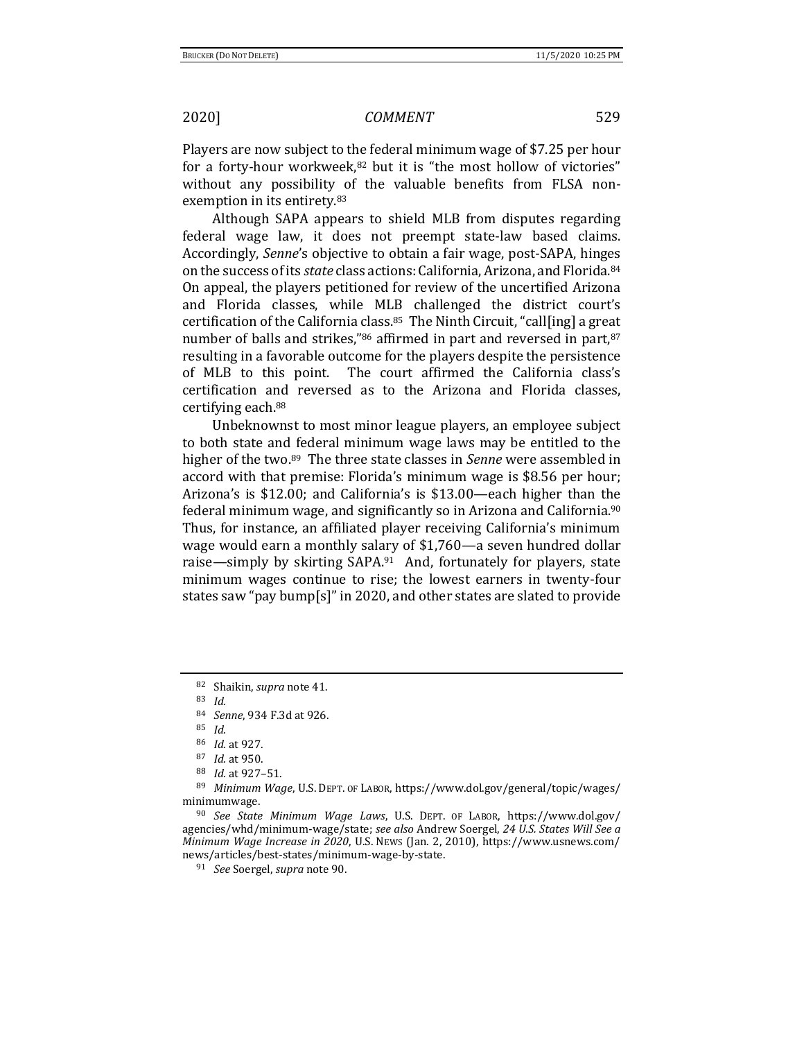Players are now subject to the federal minimum wage of $7.25 per hour for a forty-hour workweek,[82] but it is "the most hollow of victories" without any possibility of the valuable benefits from FLSA non-exemption in its entirety.[83]

Although SAPA appears to shield MLB from disputes regarding federal wage law, it does not preempt state-law based claims. Accordingly, *Senne*'s objective to obtain a fair wage, post-SAPA, hinges on the success of its *state* class actions: California, Arizona, and Florida.[84] On appeal, the players petitioned for review of the uncertified Arizona and Florida classes, while MLB challenged the district court's certification of the California class.[85] The Ninth Circuit, "call[ing] a great number of balls and strikes,"[86] affirmed in part and reversed in part,[87] resulting in a favorable outcome for the players despite the persistence of MLB to this point. The court affirmed the California class's certification and reversed as to the Arizona and Florida classes, certifying each.[88]

Unbeknownst to most minor league players, an employee subject to both state and federal minimum wage laws may be entitled to the higher of the two.[89] The three state classes in *Senne* were assembled in accord with that premise: Florida's minimum wage is $8.56 per hour; Arizona's is $12.00; and California's is $13.00—each higher than the federal minimum wage, and significantly so in Arizona and California.[90] Thus, for instance, an affiliated player receiving California's minimum wage would earn a monthly salary of $1,760—a seven hundred dollar raise—simply by skirting SAPA.[91] And, fortunately for players, state minimum wages continue to rise; the lowest earners in twenty-four states saw "pay bump[s]" in 2020, and other states are slated to provide

---

[82] Shaikin, *supra* note 41.

[83] *Id.*

[84] *Senne*, 934 F.3d at 926.

[85] *Id.*

[86] *Id.* at 927.

[87] *Id.* at 950.

[88] *Id.* at 927–51.

[89] *Minimum Wage*, U.S. DEPT. OF LABOR, https://www.dol.gov/general/topic/wages/minimumwage.

[90] *See State Minimum Wage Laws*, U.S. DEPT. OF LABOR, https://www.dol.gov/agencies/whd/minimum-wage/state; *see also* Andrew Soergel, *24 U.S. States Will See a Minimum Wage Increase in 2020*, U.S. NEWS (Jan. 2, 2010), https://www.usnews.com/news/articles/best-states/minimum-wage-by-state.

[91] *See* Soergel, *supra* note 90.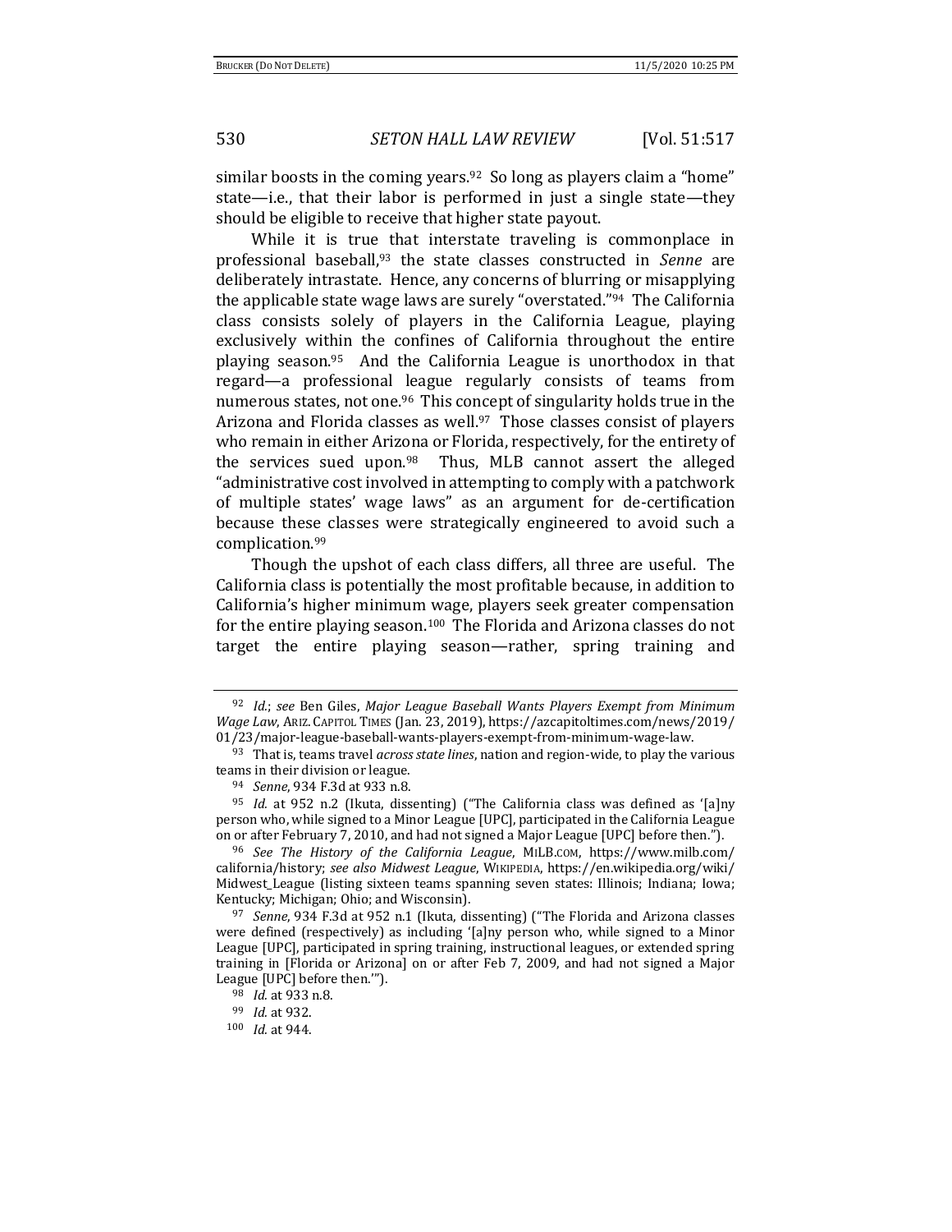similar boosts in the coming years.[92] So long as players claim a "home" state—i.e., that their labor is performed in just a single state—they should be eligible to receive that higher state payout.

While it is true that interstate traveling is commonplace in professional baseball,[93] the state classes constructed in *Senne* are deliberately intrastate. Hence, any concerns of blurring or misapplying the applicable state wage laws are surely "overstated."[94] The California class consists solely of players in the California League, playing exclusively within the confines of California throughout the entire playing season.[95] And the California League is unorthodox in that regard—a professional league regularly consists of teams from numerous states, not one.[96] This concept of singularity holds true in the Arizona and Florida classes as well.[97] Those classes consist of players who remain in either Arizona or Florida, respectively, for the entirety of the services sued upon.[98] Thus, MLB cannot assert the alleged "administrative cost involved in attempting to comply with a patchwork of multiple states' wage laws" as an argument for de-certification because these classes were strategically engineered to avoid such a complication.[99]

Though the upshot of each class differs, all three are useful. The California class is potentially the most profitable because, in addition to California's higher minimum wage, players seek greater compensation for the entire playing season.[100] The Florida and Arizona classes do not target the entire playing season—rather, spring training and

---

[92] *Id.*; *see* Ben Giles, *Major League Baseball Wants Players Exempt from Minimum Wage Law*, ARIZ. CAPITOL TIMES (Jan. 23, 2019), https://azcapitoltimes.com/news/2019/01/23/major-league-baseball-wants-players-exempt-from-minimum-wage-law.

[93] That is, teams travel *across state lines*, nation and region-wide, to play the various teams in their division or league.

[94] *Senne*, 934 F.3d at 933 n.8.

[95] *Id.* at 952 n.2 (Ikuta, dissenting) ("The California class was defined as '[a]ny person who, while signed to a Minor League [UPC], participated in the California League on or after February 7, 2010, and had not signed a Major League [UPC] before then.").

[96] *See The History of the California League*, MILB.COM, https://www.milb.com/california/history; *see also Midwest League*, WIKIPEDIA, https://en.wikipedia.org/wiki/Midwest_League (listing sixteen teams spanning seven states: Illinois; Indiana; Iowa; Kentucky; Michigan; Ohio; and Wisconsin).

[97] *Senne*, 934 F.3d at 952 n.1 (Ikuta, dissenting) ("The Florida and Arizona classes were defined (respectively) as including '[a]ny person who, while signed to a Minor League [UPC], participated in spring training, instructional leagues, or extended spring training in [Florida or Arizona] on or after Feb 7, 2009, and had not signed a Major League [UPC] before then.'").

[98] *Id.* at 933 n.8.

[99] *Id.* at 932.

[100] *Id.* at 944.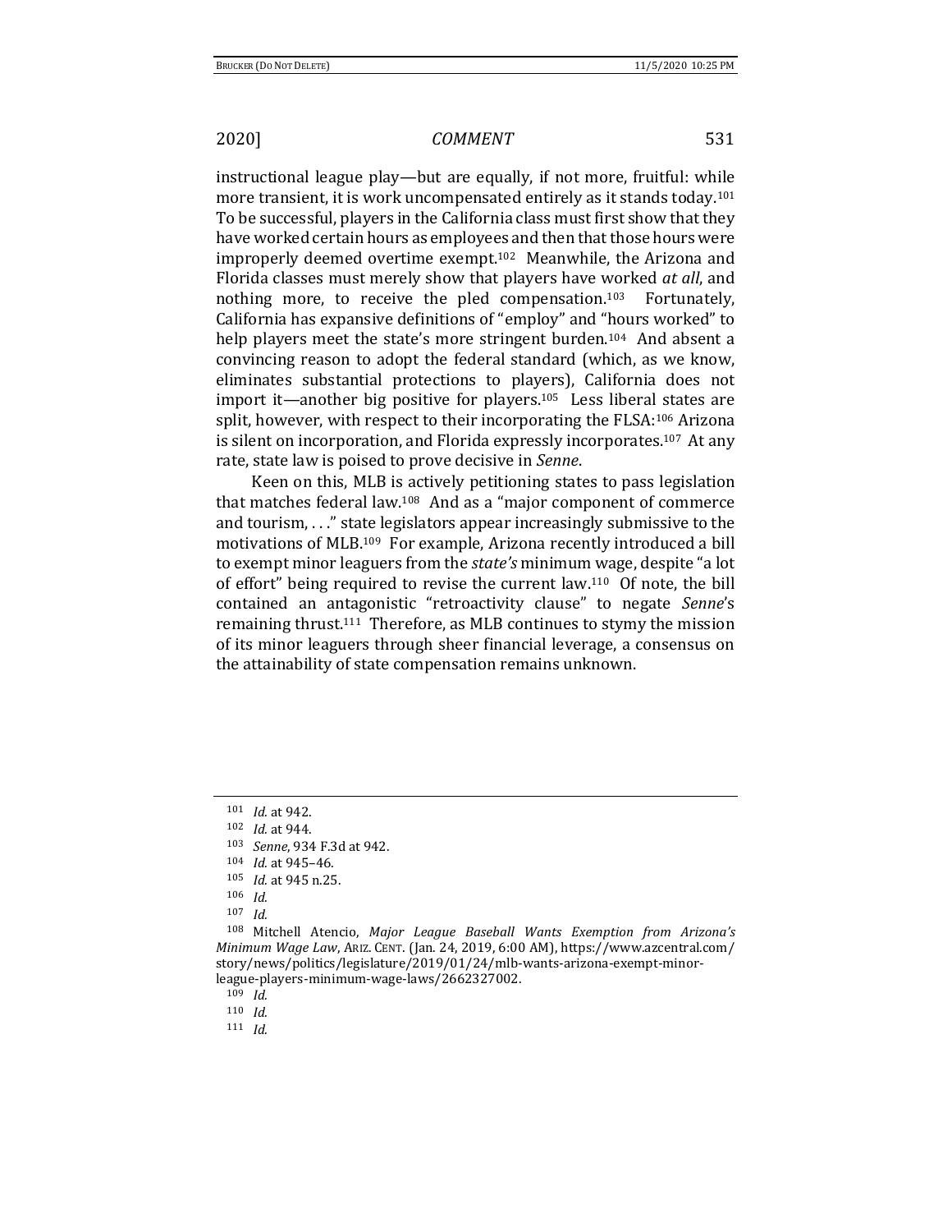instructional league play—but are equally, if not more, fruitful: while more transient, it is work uncompensated entirely as it stands today.[101] To be successful, players in the California class must first show that they have worked certain hours as employees and then that those hours were improperly deemed overtime exempt.[102] Meanwhile, the Arizona and Florida classes must merely show that players have worked *at all*, and nothing more, to receive the pled compensation.[103] Fortunately, California has expansive definitions of "employ" and "hours worked" to help players meet the state's more stringent burden.[104] And absent a convincing reason to adopt the federal standard (which, as we know, eliminates substantial protections to players), California does not import it—another big positive for players.[105] Less liberal states are split, however, with respect to their incorporating the FLSA:[106] Arizona is silent on incorporation, and Florida expressly incorporates.[107] At any rate, state law is poised to prove decisive in *Senne*.

Keen on this, MLB is actively petitioning states to pass legislation that matches federal law.[108] And as a "major component of commerce and tourism, . . ." state legislators appear increasingly submissive to the motivations of MLB.[109] For example, Arizona recently introduced a bill to exempt minor leaguers from the *state's* minimum wage, despite "a lot of effort" being required to revise the current law.[110] Of note, the bill contained an antagonistic "retroactivity clause" to negate *Senne*'s remaining thrust.[111] Therefore, as MLB continues to stymy the mission of its minor leaguers through sheer financial leverage, a consensus on the attainability of state compensation remains unknown.

---

[101] *Id.* at 942.

[102] *Id.* at 944.

[103] *Senne*, 934 F.3d at 942.

[104] *Id.* at 945–46.

[105] *Id.* at 945 n.25.

[106] *Id.*

[107] *Id.*

[108] Mitchell Atencio, *Major League Baseball Wants Exemption from Arizona's Minimum Wage Law*, ARIZ. CENT. (Jan. 24, 2019, 6:00 AM), https://www.azcentral.com/story/news/politics/legislature/2019/01/24/mlb-wants-arizona-exempt-minor-league-players-minimum-wage-laws/2662327002.

[109] *Id.*

[110] *Id.*

[111] *Id.*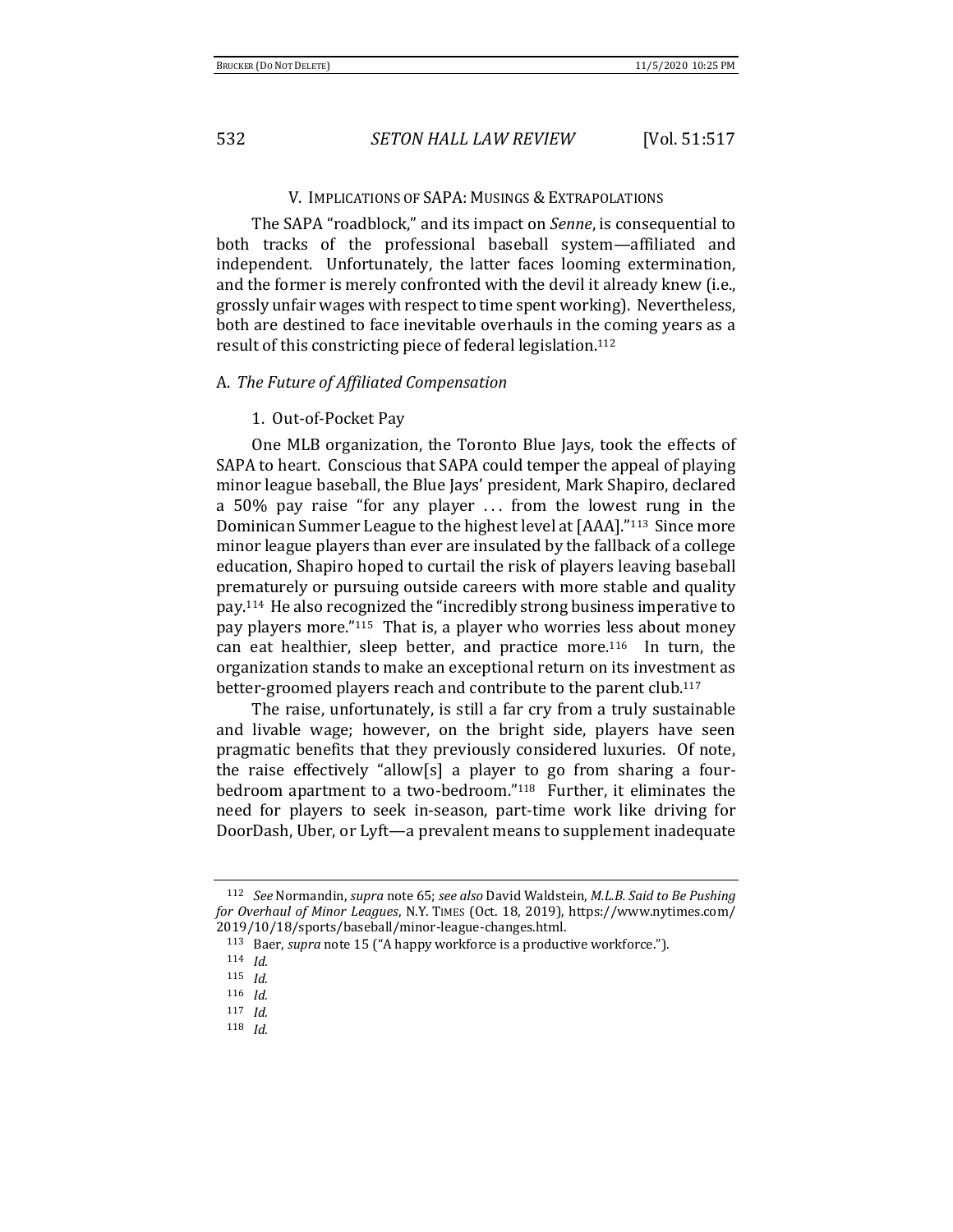## V. IMPLICATIONS OF SAPA: MUSINGS & EXTRAPOLATIONS

The SAPA "roadblock," and its impact on *Senne*, is consequential to both tracks of the professional baseball system—affiliated and independent. Unfortunately, the latter faces looming extermination, and the former is merely confronted with the devil it already knew (i.e., grossly unfair wages with respect to time spent working). Nevertheless, both are destined to face inevitable overhauls in the coming years as a result of this constricting piece of federal legislation.[112]

### A. *The Future of Affiliated Compensation*

#### 1. Out-of-Pocket Pay

One MLB organization, the Toronto Blue Jays, took the effects of SAPA to heart. Conscious that SAPA could temper the appeal of playing minor league baseball, the Blue Jays' president, Mark Shapiro, declared a 50% pay raise "for any player . . . from the lowest rung in the Dominican Summer League to the highest level at [AAA]."[113] Since more minor league players than ever are insulated by the fallback of a college education, Shapiro hoped to curtail the risk of players leaving baseball prematurely or pursuing outside careers with more stable and quality pay.[114] He also recognized the "incredibly strong business imperative to pay players more."[115] That is, a player who worries less about money can eat healthier, sleep better, and practice more.[116] In turn, the organization stands to make an exceptional return on its investment as better-groomed players reach and contribute to the parent club.[117]

The raise, unfortunately, is still a far cry from a truly sustainable and livable wage; however, on the bright side, players have seen pragmatic benefits that they previously considered luxuries. Of note, the raise effectively "allow[s] a player to go from sharing a four-bedroom apartment to a two-bedroom."[118] Further, it eliminates the need for players to seek in-season, part-time work like driving for DoorDash, Uber, or Lyft—a prevalent means to supplement inadequate

---

[112] *See* Normandin, *supra* note 65; *see also* David Waldstein, *M.L.B. Said to Be Pushing for Overhaul of Minor Leagues*, N.Y. TIMES (Oct. 18, 2019), https://www.nytimes.com/2019/10/18/sports/baseball/minor-league-changes.html.

[113] Baer, *supra* note 15 ("A happy workforce is a productive workforce.").

[114] *Id.*

[115] *Id.*

[116] *Id.*

[117] *Id.*

[118] *Id.*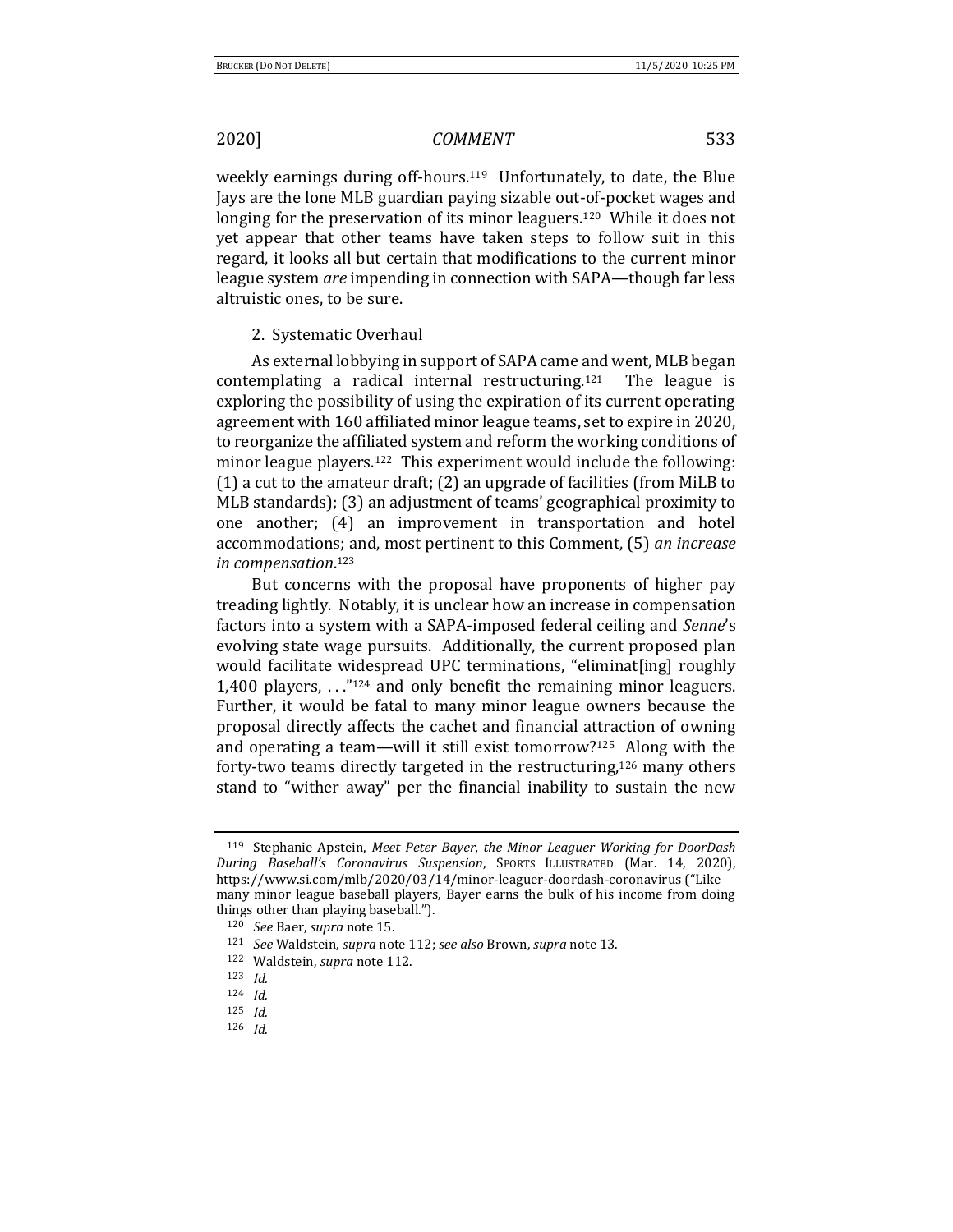weekly earnings during off-hours.[119] Unfortunately, to date, the Blue Jays are the lone MLB guardian paying sizable out-of-pocket wages and longing for the preservation of its minor leaguers.[120] While it does not yet appear that other teams have taken steps to follow suit in this regard, it looks all but certain that modifications to the current minor league system *are* impending in connection with SAPA—though far less altruistic ones, to be sure.

2. Systematic Overhaul

As external lobbying in support of SAPA came and went, MLB began contemplating a radical internal restructuring.[121] The league is exploring the possibility of using the expiration of its current operating agreement with 160 affiliated minor league teams, set to expire in 2020, to reorganize the affiliated system and reform the working conditions of minor league players.[122] This experiment would include the following: (1) a cut to the amateur draft; (2) an upgrade of facilities (from MiLB to MLB standards); (3) an adjustment of teams' geographical proximity to one another; (4) an improvement in transportation and hotel accommodations; and, most pertinent to this Comment, (5) *an increase in compensation*.[123]

But concerns with the proposal have proponents of higher pay treading lightly. Notably, it is unclear how an increase in compensation factors into a system with a SAPA-imposed federal ceiling and *Senne*'s evolving state wage pursuits. Additionally, the current proposed plan would facilitate widespread UPC terminations, "eliminat[ing] roughly 1,400 players, . . ."[124] and only benefit the remaining minor leaguers. Further, it would be fatal to many minor league owners because the proposal directly affects the cachet and financial attraction of owning and operating a team—will it still exist tomorrow?[125] Along with the forty-two teams directly targeted in the restructuring,[126] many others stand to "wither away" per the financial inability to sustain the new

---

[119] Stephanie Apstein, *Meet Peter Bayer, the Minor Leaguer Working for DoorDash During Baseball's Coronavirus Suspension*, SPORTS ILLUSTRATED (Mar. 14, 2020), https://www.si.com/mlb/2020/03/14/minor-leaguer-doordash-coronavirus ("Like many minor league baseball players, Bayer earns the bulk of his income from doing things other than playing baseball.").

[120] *See* Baer, *supra* note 15.

[121] *See* Waldstein, *supra* note 112; *see also* Brown, *supra* note 13.

[122] Waldstein, *supra* note 112.

[123] *Id.*

[124] *Id.*

[125] *Id.*

[126] *Id.*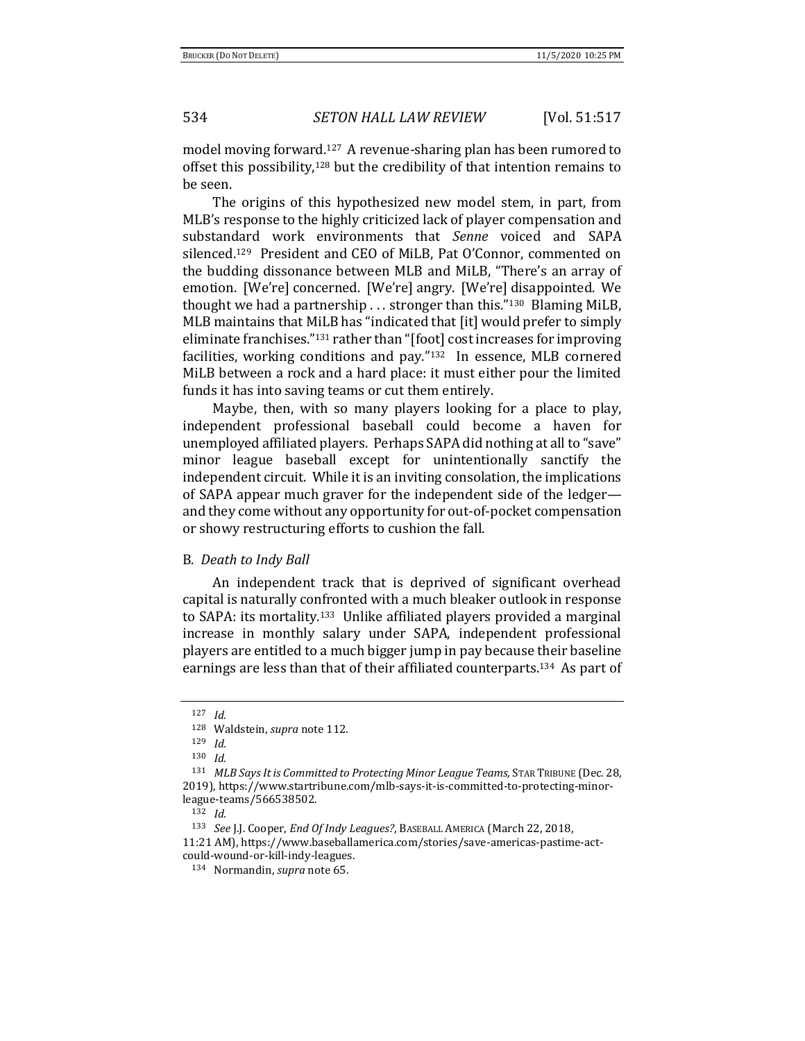model moving forward.[127] A revenue-sharing plan has been rumored to offset this possibility,[128] but the credibility of that intention remains to be seen.

The origins of this hypothesized new model stem, in part, from MLB's response to the highly criticized lack of player compensation and substandard work environments that *Senne* voiced and SAPA silenced.[129] President and CEO of MiLB, Pat O'Connor, commented on the budding dissonance between MLB and MiLB, "There's an array of emotion. [We're] concerned. [We're] angry. [We're] disappointed. We thought we had a partnership . . . stronger than this."[130] Blaming MiLB, MLB maintains that MiLB has "indicated that [it] would prefer to simply eliminate franchises."[131] rather than "[foot] cost increases for improving facilities, working conditions and pay."[132] In essence, MLB cornered MiLB between a rock and a hard place: it must either pour the limited funds it has into saving teams or cut them entirely.

Maybe, then, with so many players looking for a place to play, independent professional baseball could become a haven for unemployed affiliated players. Perhaps SAPA did nothing at all to "save" minor league baseball except for unintentionally sanctify the independent circuit. While it is an inviting consolation, the implications of SAPA appear much graver for the independent side of the ledger—and they come without any opportunity for out-of-pocket compensation or showy restructuring efforts to cushion the fall.

### B. *Death to Indy Ball*

An independent track that is deprived of significant overhead capital is naturally confronted with a much bleaker outlook in response to SAPA: its mortality.[133] Unlike affiliated players provided a marginal increase in monthly salary under SAPA, independent professional players are entitled to a much bigger jump in pay because their baseline earnings are less than that of their affiliated counterparts.[134] As part of

---

[127] *Id.*

[128] Waldstein, *supra* note 112.

[129] *Id.*

[130] *Id.*

[131] *MLB Says It is Committed to Protecting Minor League Teams*, STAR TRIBUNE (Dec. 28, 2019), https://www.startribune.com/mlb-says-it-is-committed-to-protecting-minor-league-teams/566538502.

[132] *Id.*

[133] *See* J.J. Cooper, *End Of Indy Leagues?*, BASEBALL AMERICA (March 22, 2018, 11:21 AM), https://www.baseballamerica.com/stories/save-americas-pastime-act-could-wound-or-kill-indy-leagues.

[134] Normandin, *supra* note 65.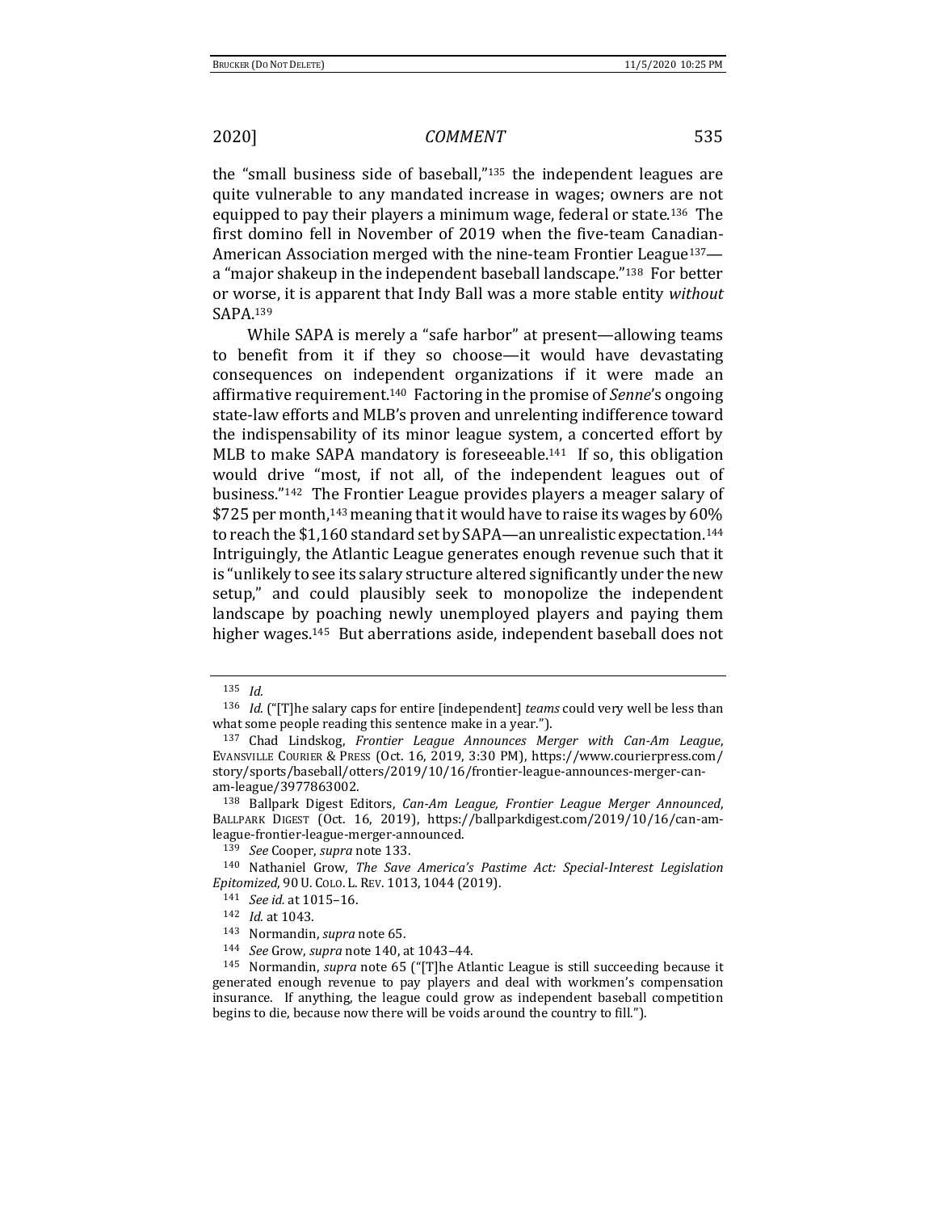the "small business side of baseball,"[135] the independent leagues are quite vulnerable to any mandated increase in wages; owners are not equipped to pay their players a minimum wage, federal or state.[136] The first domino fell in November of 2019 when the five-team Canadian-American Association merged with the nine-team Frontier League[137]—a "major shakeup in the independent baseball landscape."[138] For better or worse, it is apparent that Indy Ball was a more stable entity *without* SAPA.[139]

While SAPA is merely a "safe harbor" at present—allowing teams to benefit from it if they so choose—it would have devastating consequences on independent organizations if it were made an affirmative requirement.[140] Factoring in the promise of *Senne*'s ongoing state-law efforts and MLB's proven and unrelenting indifference toward the indispensability of its minor league system, a concerted effort by MLB to make SAPA mandatory is foreseeable.[141] If so, this obligation would drive "most, if not all, of the independent leagues out of business."[142] The Frontier League provides players a meager salary of $725 per month,[143] meaning that it would have to raise its wages by 60% to reach the $1,160 standard set by SAPA—an unrealistic expectation.[144] Intriguingly, the Atlantic League generates enough revenue such that it is "unlikely to see its salary structure altered significantly under the new setup," and could plausibly seek to monopolize the independent landscape by poaching newly unemployed players and paying them higher wages.[145] But aberrations aside, independent baseball does not

---

[135] *Id.*

[136] *Id.* ("[T]he salary caps for entire [independent] *teams* could very well be less than what some people reading this sentence make in a year.").

[137] Chad Lindskog, *Frontier League Announces Merger with Can-Am League*, EVANSVILLE COURIER & PRESS (Oct. 16, 2019, 3:30 PM), https://www.courierpress.com/story/sports/baseball/otters/2019/10/16/frontier-league-announces-merger-can-am-league/3977863002.

[138] Ballpark Digest Editors, *Can-Am League, Frontier League Merger Announced*, BALLPARK DIGEST (Oct. 16, 2019), https://ballparkdigest.com/2019/10/16/can-am-league-frontier-league-merger-announced.

[139] *See* Cooper, *supra* note 133.

[140] Nathaniel Grow, *The Save America's Pastime Act: Special-Interest Legislation Epitomized*, 90 U. COLO. L. REV. 1013, 1044 (2019).

[141] *See id.* at 1015–16.

[142] *Id.* at 1043.

[143] Normandin, *supra* note 65.

[144] *See* Grow, *supra* note 140, at 1043–44.

[145] Normandin, *supra* note 65 ("[T]he Atlantic League is still succeeding because it generated enough revenue to pay players and deal with workmen's compensation insurance. If anything, the league could grow as independent baseball competition begins to die, because now there will be voids around the country to fill.").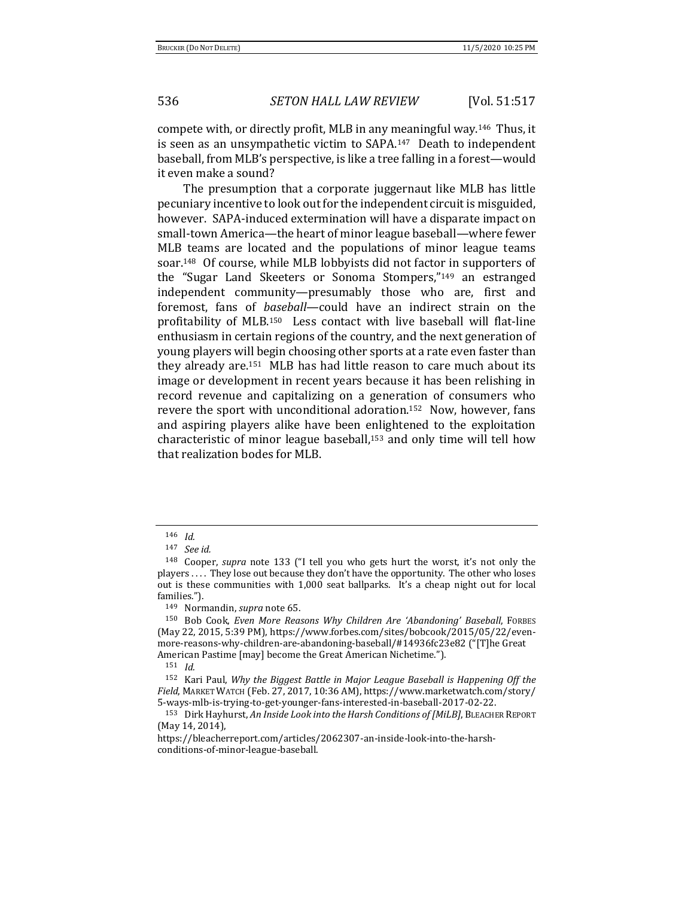compete with, or directly profit, MLB in any meaningful way.[146] Thus, it is seen as an unsympathetic victim to SAPA.[147] Death to independent baseball, from MLB's perspective, is like a tree falling in a forest—would it even make a sound?

The presumption that a corporate juggernaut like MLB has little pecuniary incentive to look out for the independent circuit is misguided, however. SAPA-induced extermination will have a disparate impact on small-town America—the heart of minor league baseball—where fewer MLB teams are located and the populations of minor league teams soar.[148] Of course, while MLB lobbyists did not factor in supporters of the "Sugar Land Skeeters or Sonoma Stompers,"[149] an estranged independent community—presumably those who are, first and foremost, fans of *baseball*—could have an indirect strain on the profitability of MLB.[150] Less contact with live baseball will flat-line enthusiasm in certain regions of the country, and the next generation of young players will begin choosing other sports at a rate even faster than they already are.[151] MLB has had little reason to care much about its image or development in recent years because it has been relishing in record revenue and capitalizing on a generation of consumers who revere the sport with unconditional adoration.[152] Now, however, fans and aspiring players alike have been enlightened to the exploitation characteristic of minor league baseball,[153] and only time will tell how that realization bodes for MLB.

---

[146] *Id.*

[147] *See id.*

[148] Cooper, *supra* note 133 ("I tell you who gets hurt the worst, it's not only the players . . . . They lose out because they don't have the opportunity. The other who loses out is these communities with 1,000 seat ballparks. It's a cheap night out for local families.").

[149] Normandin, *supra* note 65.

[150] Bob Cook, *Even More Reasons Why Children Are 'Abandoning' Baseball*, FORBES (May 22, 2015, 5:39 PM), https://www.forbes.com/sites/bobcook/2015/05/22/even-more-reasons-why-children-are-abandoning-baseball/#14936fc23e82 ("[T]he Great American Pastime [may] become the Great American Nichetime.").

[151] *Id.*

[152] Kari Paul, *Why the Biggest Battle in Major League Baseball is Happening Off the Field*, MARKET WATCH (Feb. 27, 2017, 10:36 AM), https://www.marketwatch.com/story/5-ways-mlb-is-trying-to-get-younger-fans-interested-in-baseball-2017-02-22.

[153] Dirk Hayhurst, *An Inside Look into the Harsh Conditions of [MiLB]*, BLEACHER REPORT (May 14, 2014), https://bleacherreport.com/articles/2062307-an-inside-look-into-the-harsh-conditions-of-minor-league-baseball.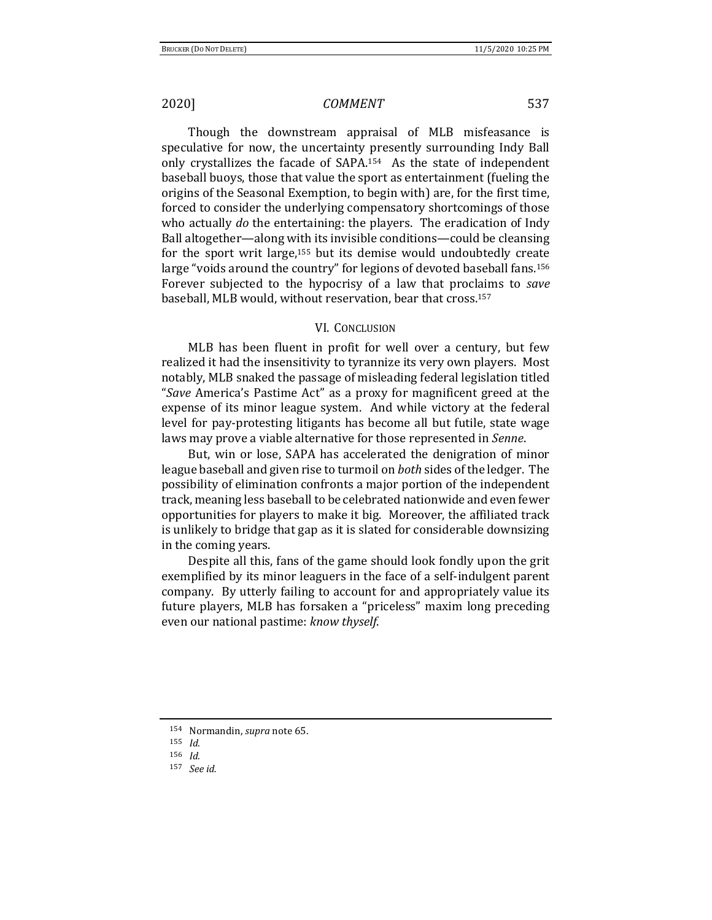Though the downstream appraisal of MLB misfeasance is speculative for now, the uncertainty presently surrounding Indy Ball only crystallizes the facade of SAPA.[154] As the state of independent baseball buoys, those that value the sport as entertainment (fueling the origins of the Seasonal Exemption, to begin with) are, for the first time, forced to consider the underlying compensatory shortcomings of those who actually *do* the entertaining: the players. The eradication of Indy Ball altogether—along with its invisible conditions—could be cleansing for the sport writ large,[155] but its demise would undoubtedly create large "voids around the country" for legions of devoted baseball fans.[156] Forever subjected to the hypocrisy of a law that proclaims to *save* baseball, MLB would, without reservation, bear that cross.[157]

## VI. Conclusion

MLB has been fluent in profit for well over a century, but few realized it had the insensitivity to tyrannize its very own players. Most notably, MLB snaked the passage of misleading federal legislation titled "*Save* America's Pastime Act" as a proxy for magnificent greed at the expense of its minor league system. And while victory at the federal level for pay-protesting litigants has become all but futile, state wage laws may prove a viable alternative for those represented in *Senne*.

But, win or lose, SAPA has accelerated the denigration of minor league baseball and given rise to turmoil on *both* sides of the ledger. The possibility of elimination confronts a major portion of the independent track, meaning less baseball to be celebrated nationwide and even fewer opportunities for players to make it big. Moreover, the affiliated track is unlikely to bridge that gap as it is slated for considerable downsizing in the coming years.

Despite all this, fans of the game should look fondly upon the grit exemplified by its minor leaguers in the face of a self-indulgent parent company. By utterly failing to account for and appropriately value its future players, MLB has forsaken a "priceless" maxim long preceding even our national pastime: *know thyself*.

---

[154] Normandin, *supra* note 65.

[155] *Id.*

[156] *Id.*

[157] *See id.*